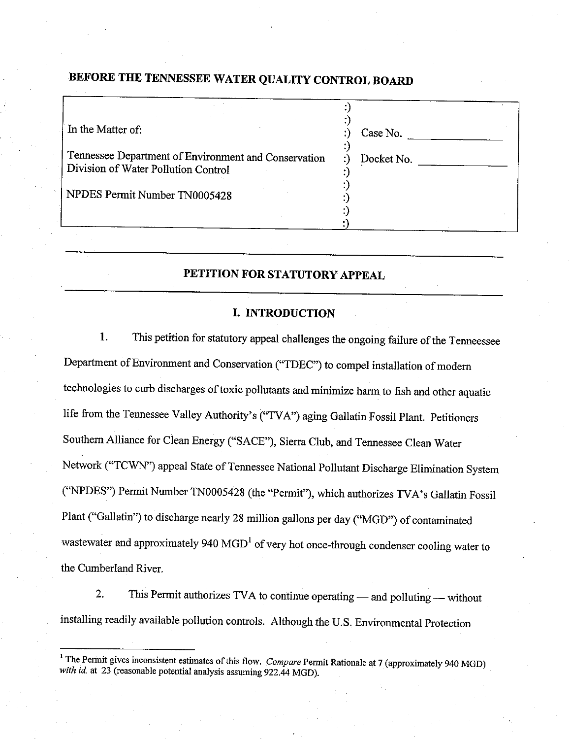# BEFORE THE TENNESSEE WATER QUALITY CONTROL BOARD

| | | |
|---|---|---|
| In the Matter of: | :) | Case No. ______________ |
| Tennessee Department of Environment and Conservation Division of Water Pollution Control | :) | Docket No. ______________ |
| NPDES Permit Number TN0005428 | :) | |

## PETITION FOR STATUTORY APPEAL

### I. INTRODUCTION

1. This petition for statutory appeal challenges the ongoing failure of the Tennessee Department of Environment and Conservation ("TDEC") to compel installation of modern technologies to curb discharges of toxic pollutants and minimize harm to fish and other aquatic life from the Tennessee Valley Authority's ("TVA") aging Gallatin Fossil Plant. Petitioners Southern Alliance for Clean Energy ("SACE"), Sierra Club, and Tennessee Clean Water Network ("TCWN") appeal State of Tennessee National Pollutant Discharge Elimination System ("NPDES") Permit Number TN0005428 (the "Permit"), which authorizes TVA's Gallatin Fossil Plant ("Gallatin") to discharge nearly 28 million gallons per day ("MGD") of contaminated wastewater and approximately 940 MGD[1] of very hot once-through condenser cooling water to the Cumberland River.

2. This Permit authorizes TVA to continue operating — and polluting — without installing readily available pollution controls. Although the U.S. Environmental Protection

[1] The Permit gives inconsistent estimates of this flow. *Compare* Permit Rationale at 7 (approximately 940 MGD) *with id.* at 23 (reasonable potential analysis assuming 922.44 MGD).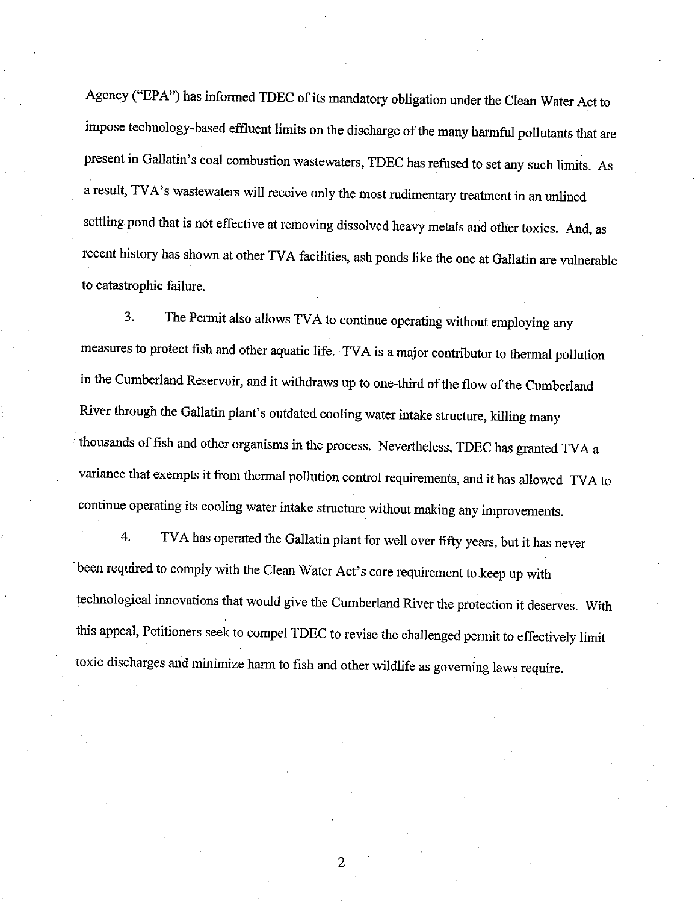Agency ("EPA") has informed TDEC of its mandatory obligation under the Clean Water Act to impose technology-based effluent limits on the discharge of the many harmful pollutants that are present in Gallatin's coal combustion wastewaters, TDEC has refused to set any such limits. As a result, TVA's wastewaters will receive only the most rudimentary treatment in an unlined settling pond that is not effective at removing dissolved heavy metals and other toxics. And, as recent history has shown at other TVA facilities, ash ponds like the one at Gallatin are vulnerable to catastrophic failure.

3. The Permit also allows TVA to continue operating without employing any measures to protect fish and other aquatic life. TVA is a major contributor to thermal pollution in the Cumberland Reservoir, and it withdraws up to one-third of the flow of the Cumberland River through the Gallatin plant's outdated cooling water intake structure, killing many thousands of fish and other organisms in the process. Nevertheless, TDEC has granted TVA a variance that exempts it from thermal pollution control requirements, and it has allowed TVA to continue operating its cooling water intake structure without making any improvements.

4. TVA has operated the Gallatin plant for well over fifty years, but it has never been required to comply with the Clean Water Act's core requirement to keep up with technological innovations that would give the Cumberland River the protection it deserves. With this appeal, Petitioners seek to compel TDEC to revise the challenged permit to effectively limit toxic discharges and minimize harm to fish and other wildlife as governing laws require.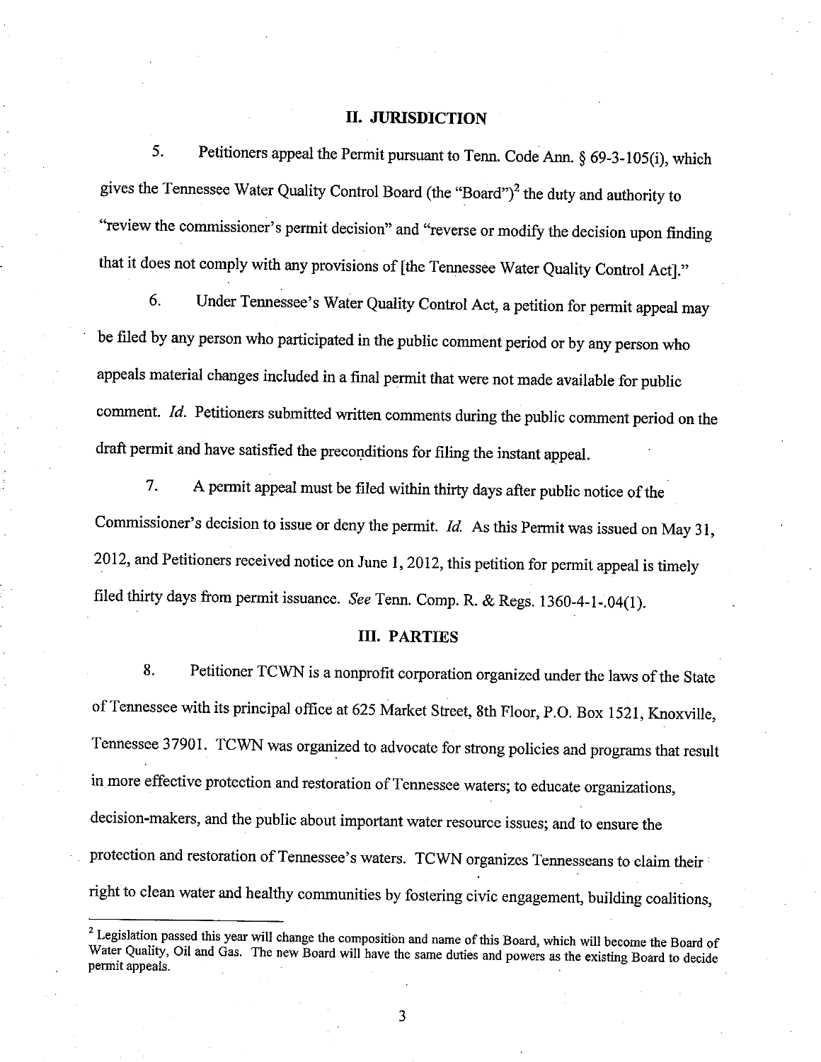## II. JURISDICTION

5. Petitioners appeal the Permit pursuant to Tenn. Code Ann. § 69-3-105(i), which gives the Tennessee Water Quality Control Board (the "Board")[2] the duty and authority to "review the commissioner's permit decision" and "reverse or modify the decision upon finding that it does not comply with any provisions of [the Tennessee Water Quality Control Act]."

6. Under Tennessee's Water Quality Control Act, a petition for permit appeal may be filed by any person who participated in the public comment period or by any person who appeals material changes included in a final permit that were not made available for public comment. *Id.* Petitioners submitted written comments during the public comment period on the draft permit and have satisfied the preconditions for filing the instant appeal.

7. A permit appeal must be filed within thirty days after public notice of the Commissioner's decision to issue or deny the permit. *Id.* As this Permit was issued on May 31, 2012, and Petitioners received notice on June 1, 2012, this petition for permit appeal is timely filed thirty days from permit issuance. *See* Tenn. Comp. R. & Regs. 1360-4-1-.04(1).

## III. PARTIES

8. Petitioner TCWN is a nonprofit corporation organized under the laws of the State of Tennessee with its principal office at 625 Market Street, 8th Floor, P.O. Box 1521, Knoxville, Tennessee 37901. TCWN was organized to advocate for strong policies and programs that result in more effective protection and restoration of Tennessee waters; to educate organizations, decision-makers, and the public about important water resource issues; and to ensure the protection and restoration of Tennessee's waters. TCWN organizes Tennesseans to claim their right to clean water and healthy communities by fostering civic engagement, building coalitions,

---

[2] Legislation passed this year will change the composition and name of this Board, which will become the Board of Water Quality, Oil and Gas. The new Board will have the same duties and powers as the existing Board to decide permit appeals.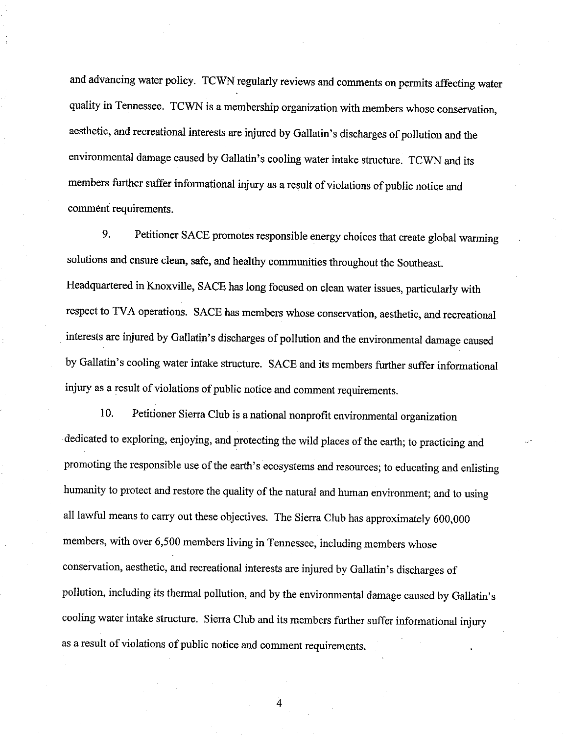and advancing water policy. TCWN regularly reviews and comments on permits affecting water quality in Tennessee. TCWN is a membership organization with members whose conservation, aesthetic, and recreational interests are injured by Gallatin's discharges of pollution and the environmental damage caused by Gallatin's cooling water intake structure. TCWN and its members further suffer informational injury as a result of violations of public notice and comment requirements.

9. Petitioner SACE promotes responsible energy choices that create global warming solutions and ensure clean, safe, and healthy communities throughout the Southeast. Headquartered in Knoxville, SACE has long focused on clean water issues, particularly with respect to TVA operations. SACE has members whose conservation, aesthetic, and recreational interests are injured by Gallatin's discharges of pollution and the environmental damage caused by Gallatin's cooling water intake structure. SACE and its members further suffer informational injury as a result of violations of public notice and comment requirements.

10. Petitioner Sierra Club is a national nonprofit environmental organization dedicated to exploring, enjoying, and protecting the wild places of the earth; to practicing and promoting the responsible use of the earth's ecosystems and resources; to educating and enlisting humanity to protect and restore the quality of the natural and human environment; and to using all lawful means to carry out these objectives. The Sierra Club has approximately 600,000 members, with over 6,500 members living in Tennessee, including members whose conservation, aesthetic, and recreational interests are injured by Gallatin's discharges of pollution, including its thermal pollution, and by the environmental damage caused by Gallatin's cooling water intake structure. Sierra Club and its members further suffer informational injury as a result of violations of public notice and comment requirements.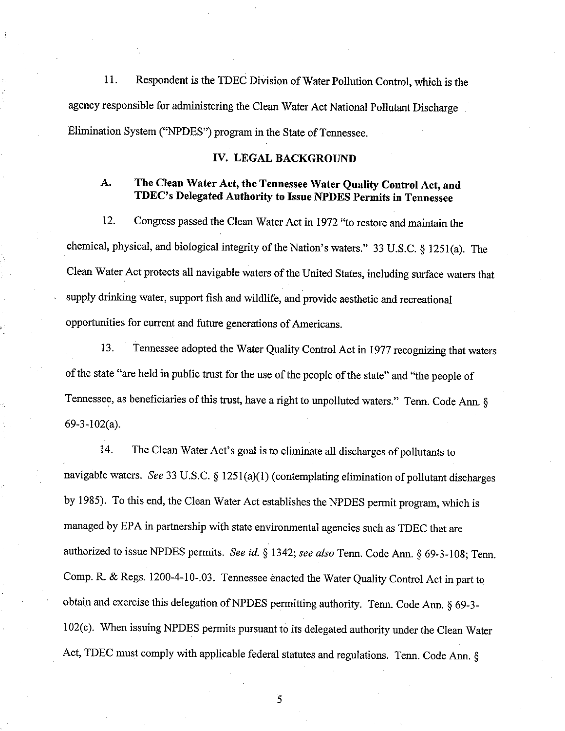11. Respondent is the TDEC Division of Water Pollution Control, which is the agency responsible for administering the Clean Water Act National Pollutant Discharge Elimination System ("NPDES") program in the State of Tennessee.

## IV. LEGAL BACKGROUND

### A. The Clean Water Act, the Tennessee Water Quality Control Act, and TDEC's Delegated Authority to Issue NPDES Permits in Tennessee

12. Congress passed the Clean Water Act in 1972 "to restore and maintain the chemical, physical, and biological integrity of the Nation's waters." 33 U.S.C. § 1251(a). The Clean Water Act protects all navigable waters of the United States, including surface waters that supply drinking water, support fish and wildlife, and provide aesthetic and recreational opportunities for current and future generations of Americans.

13. Tennessee adopted the Water Quality Control Act in 1977 recognizing that waters of the state "are held in public trust for the use of the people of the state" and "the people of Tennessee, as beneficiaries of this trust, have a right to unpolluted waters." Tenn. Code Ann. § 69-3-102(a).

14. The Clean Water Act's goal is to eliminate all discharges of pollutants to navigable waters. *See* 33 U.S.C. § 1251(a)(1) (contemplating elimination of pollutant discharges by 1985). To this end, the Clean Water Act establishes the NPDES permit program, which is managed by EPA in partnership with state environmental agencies such as TDEC that are authorized to issue NPDES permits. *See id.* § 1342; *see also* Tenn. Code Ann. § 69-3-108; Tenn. Comp. R. & Regs. 1200-4-10-.03. Tennessee enacted the Water Quality Control Act in part to obtain and exercise this delegation of NPDES permitting authority. Tenn. Code Ann. § 69-3-102(c). When issuing NPDES permits pursuant to its delegated authority under the Clean Water Act, TDEC must comply with applicable federal statutes and regulations. Tenn. Code Ann. §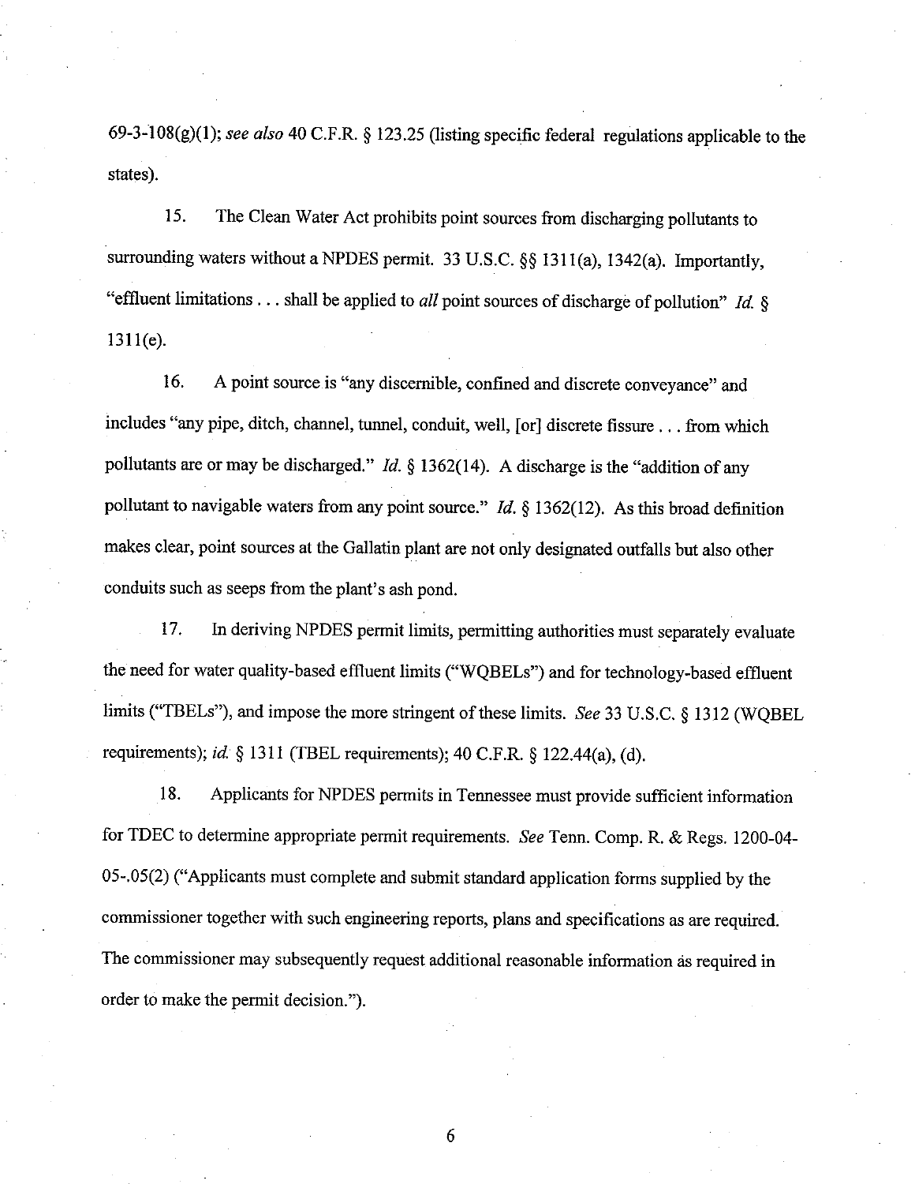69-3-108(g)(1); *see also* 40 C.F.R. § 123.25 (listing specific federal regulations applicable to the states).

15. The Clean Water Act prohibits point sources from discharging pollutants to surrounding waters without a NPDES permit. 33 U.S.C. §§ 1311(a), 1342(a). Importantly, "effluent limitations . . . shall be applied to *all* point sources of discharge of pollution" *Id.* § 1311(e).

16. A point source is "any discernible, confined and discrete conveyance" and includes "any pipe, ditch, channel, tunnel, conduit, well, [or] discrete fissure . . . from which pollutants are or may be discharged." *Id.* § 1362(14). A discharge is the "addition of any pollutant to navigable waters from any point source." *Id.* § 1362(12). As this broad definition makes clear, point sources at the Gallatin plant are not only designated outfalls but also other conduits such as seeps from the plant's ash pond.

17. In deriving NPDES permit limits, permitting authorities must separately evaluate the need for water quality-based effluent limits ("WQBELs") and for technology-based effluent limits ("TBELs"), and impose the more stringent of these limits. *See* 33 U.S.C. § 1312 (WQBEL requirements); *id.* § 1311 (TBEL requirements); 40 C.F.R. § 122.44(a), (d).

18. Applicants for NPDES permits in Tennessee must provide sufficient information for TDEC to determine appropriate permit requirements. *See* Tenn. Comp. R. & Regs. 1200-04-05-.05(2) ("Applicants must complete and submit standard application forms supplied by the commissioner together with such engineering reports, plans and specifications as are required. The commissioner may subsequently request additional reasonable information as required in order to make the permit decision.").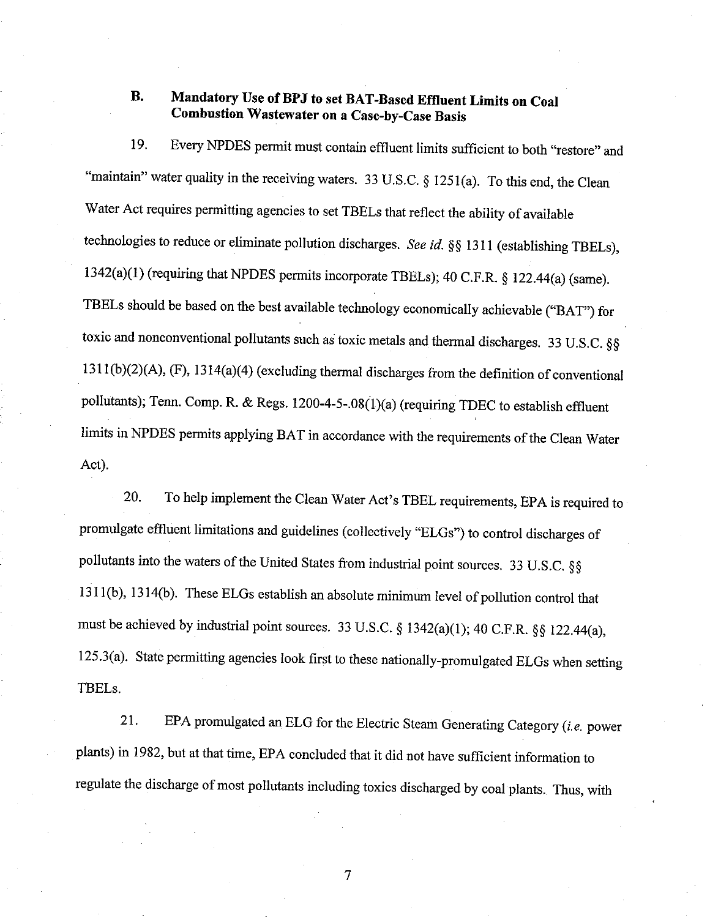### B. Mandatory Use of BPJ to set BAT-Based Effluent Limits on Coal Combustion Wastewater on a Case-by-Case Basis

19. Every NPDES permit must contain effluent limits sufficient to both "restore" and "maintain" water quality in the receiving waters. 33 U.S.C. § 1251(a). To this end, the Clean Water Act requires permitting agencies to set TBELs that reflect the ability of available technologies to reduce or eliminate pollution discharges. *See id.* §§ 1311 (establishing TBELs), 1342(a)(1) (requiring that NPDES permits incorporate TBELs); 40 C.F.R. § 122.44(a) (same). TBELs should be based on the best available technology economically achievable ("BAT") for toxic and nonconventional pollutants such as toxic metals and thermal discharges. 33 U.S.C. §§ 1311(b)(2)(A), (F), 1314(a)(4) (excluding thermal discharges from the definition of conventional pollutants); Tenn. Comp. R. & Regs. 1200-4-5-.08(1)(a) (requiring TDEC to establish effluent limits in NPDES permits applying BAT in accordance with the requirements of the Clean Water Act).

20. To help implement the Clean Water Act's TBEL requirements, EPA is required to promulgate effluent limitations and guidelines (collectively "ELGs") to control discharges of pollutants into the waters of the United States from industrial point sources. 33 U.S.C. §§ 1311(b), 1314(b). These ELGs establish an absolute minimum level of pollution control that must be achieved by industrial point sources. 33 U.S.C. § 1342(a)(1); 40 C.F.R. §§ 122.44(a), 125.3(a). State permitting agencies look first to these nationally-promulgated ELGs when setting TBELs.

21. EPA promulgated an ELG for the Electric Steam Generating Category (*i.e.* power plants) in 1982, but at that time, EPA concluded that it did not have sufficient information to regulate the discharge of most pollutants including toxics discharged by coal plants. Thus, with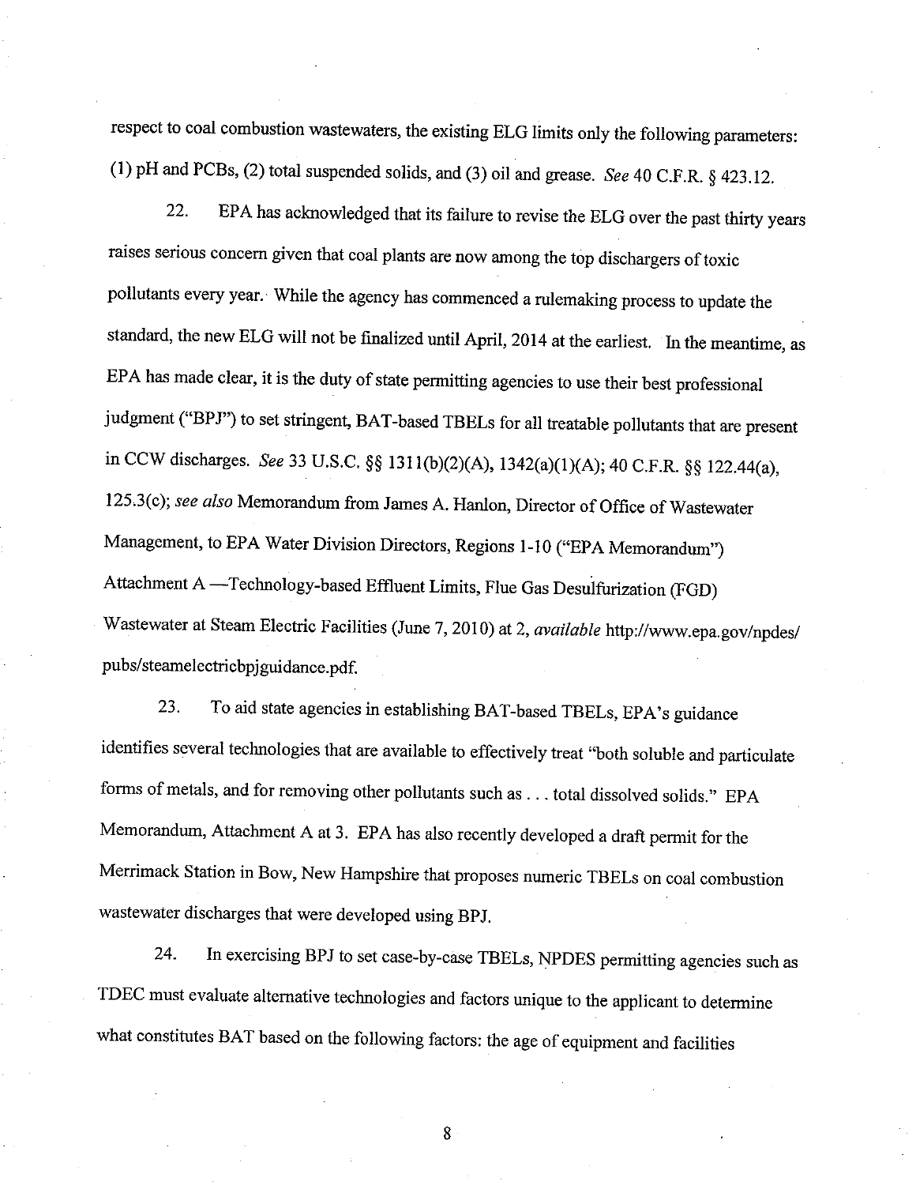respect to coal combustion wastewaters, the existing ELG limits only the following parameters: (1) pH and PCBs, (2) total suspended solids, and (3) oil and grease. *See* 40 C.F.R. § 423.12.

22. EPA has acknowledged that its failure to revise the ELG over the past thirty years raises serious concern given that coal plants are now among the top dischargers of toxic pollutants every year. While the agency has commenced a rulemaking process to update the standard, the new ELG will not be finalized until April, 2014 at the earliest. In the meantime, as EPA has made clear, it is the duty of state permitting agencies to use their best professional judgment ("BPJ") to set stringent, BAT-based TBELs for all treatable pollutants that are present in CCW discharges. *See* 33 U.S.C. §§ 1311(b)(2)(A), 1342(a)(1)(A); 40 C.F.R. §§ 122.44(a), 125.3(c); *see also* Memorandum from James A. Hanlon, Director of Office of Wastewater Management, to EPA Water Division Directors, Regions 1-10 ("EPA Memorandum") Attachment A —Technology-based Effluent Limits, Flue Gas Desulfurization (FGD) Wastewater at Steam Electric Facilities (June 7, 2010) at 2, *available* http://www.epa.gov/npdes/pubs/steamelectricbpjguidance.pdf.

23. To aid state agencies in establishing BAT-based TBELs, EPA's guidance identifies several technologies that are available to effectively treat "both soluble and particulate forms of metals, and for removing other pollutants such as . . . total dissolved solids." EPA Memorandum, Attachment A at 3. EPA has also recently developed a draft permit for the Merrimack Station in Bow, New Hampshire that proposes numeric TBELs on coal combustion wastewater discharges that were developed using BPJ.

24. In exercising BPJ to set case-by-case TBELs, NPDES permitting agencies such as TDEC must evaluate alternative technologies and factors unique to the applicant to determine what constitutes BAT based on the following factors: the age of equipment and facilities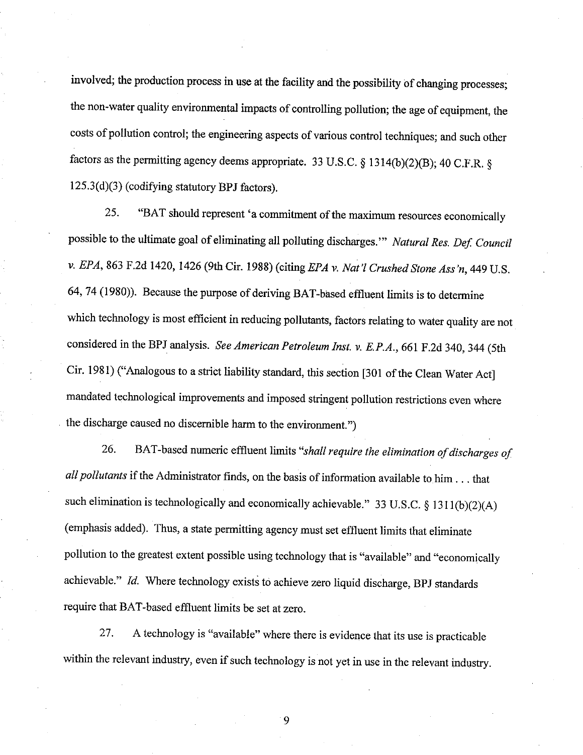involved; the production process in use at the facility and the possibility of changing processes; the non-water quality environmental impacts of controlling pollution; the age of equipment, the costs of pollution control; the engineering aspects of various control techniques; and such other factors as the permitting agency deems appropriate. 33 U.S.C. § 1314(b)(2)(B); 40 C.F.R. § 125.3(d)(3) (codifying statutory BPJ factors).

25. "BAT should represent 'a commitment of the maximum resources economically possible to the ultimate goal of eliminating all polluting discharges.'" *Natural Res. Def. Council v. EPA*, 863 F.2d 1420, 1426 (9th Cir. 1988) (citing *EPA v. Nat'l Crushed Stone Ass'n*, 449 U.S. 64, 74 (1980)). Because the purpose of deriving BAT-based effluent limits is to determine which technology is most efficient in reducing pollutants, factors relating to water quality are not considered in the BPJ analysis. *See American Petroleum Inst. v. E.P.A.*, 661 F.2d 340, 344 (5th Cir. 1981) ("Analogous to a strict liability standard, this section [301 of the Clean Water Act] mandated technological improvements and imposed stringent pollution restrictions even where the discharge caused no discernible harm to the environment.")

26. BAT-based numeric effluent limits "*shall require the elimination of discharges of all pollutants* if the Administrator finds, on the basis of information available to him . . . that such elimination is technologically and economically achievable." 33 U.S.C. § 1311(b)(2)(A) (emphasis added). Thus, a state permitting agency must set effluent limits that eliminate pollution to the greatest extent possible using technology that is "available" and "economically achievable." *Id.* Where technology exists to achieve zero liquid discharge, BPJ standards require that BAT-based effluent limits be set at zero.

27. A technology is "available" where there is evidence that its use is practicable within the relevant industry, even if such technology is not yet in use in the relevant industry.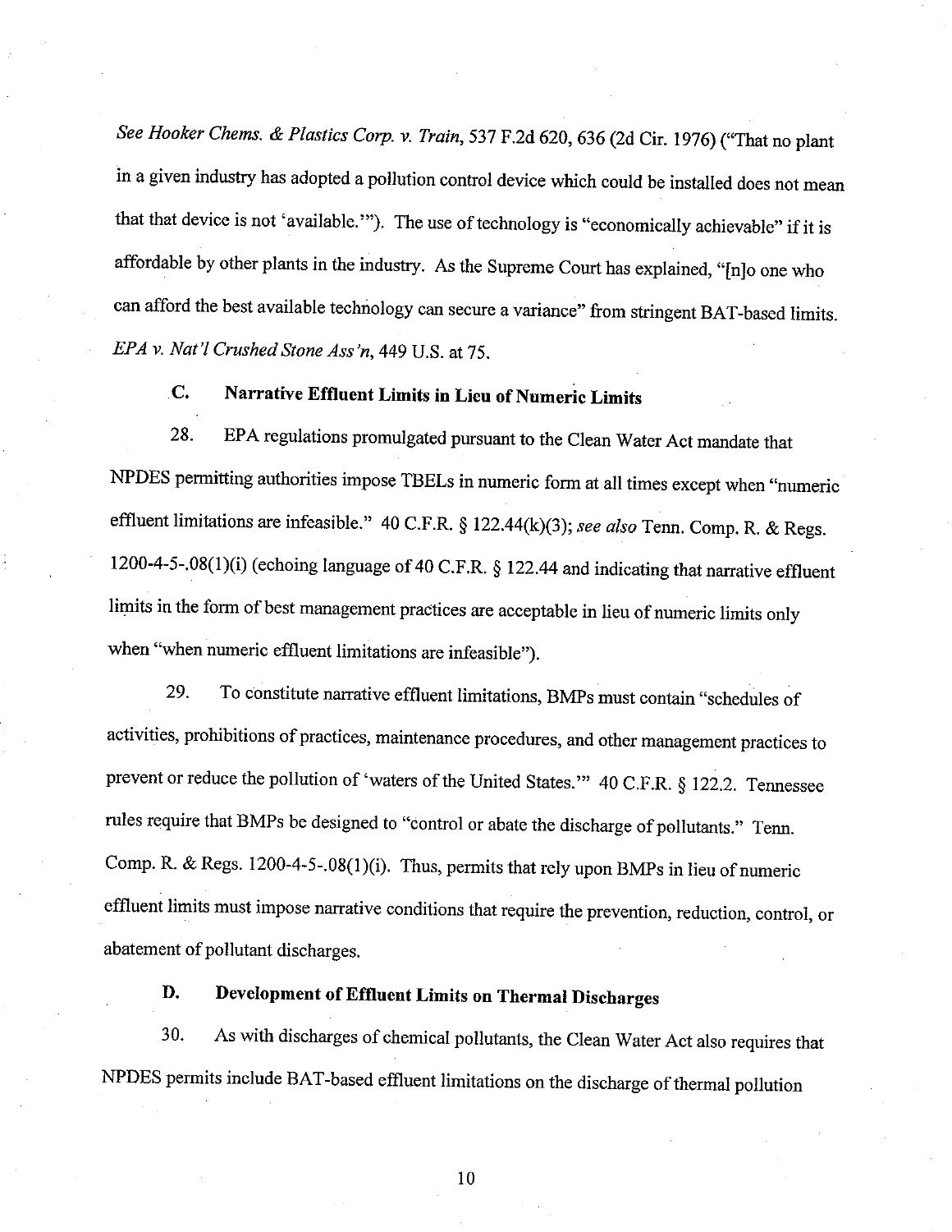*See Hooker Chems. & Plastics Corp. v. Train*, 537 F.2d 620, 636 (2d Cir. 1976) ("That no plant in a given industry has adopted a pollution control device which could be installed does not mean that that device is not 'available.'"). The use of technology is "economically achievable" if it is affordable by other plants in the industry. As the Supreme Court has explained, "[n]o one who can afford the best available technology can secure a variance" from stringent BAT-based limits. *EPA v. Nat'l Crushed Stone Ass'n*, 449 U.S. at 75.

### C. Narrative Effluent Limits in Lieu of Numeric Limits

28. EPA regulations promulgated pursuant to the Clean Water Act mandate that NPDES permitting authorities impose TBELs in numeric form at all times except when "numeric effluent limitations are infeasible." 40 C.F.R. § 122.44(k)(3); *see also* Tenn. Comp. R. & Regs. 1200-4-5-.08(1)(i) (echoing language of 40 C.F.R. § 122.44 and indicating that narrative effluent limits in the form of best management practices are acceptable in lieu of numeric limits only when "when numeric effluent limitations are infeasible").

29. To constitute narrative effluent limitations, BMPs must contain "schedules of activities, prohibitions of practices, maintenance procedures, and other management practices to prevent or reduce the pollution of 'waters of the United States.'" 40 C.F.R. § 122.2. Tennessee rules require that BMPs be designed to "control or abate the discharge of pollutants." Tenn. Comp. R. & Regs. 1200-4-5-.08(1)(i). Thus, permits that rely upon BMPs in lieu of numeric effluent limits must impose narrative conditions that require the prevention, reduction, control, or abatement of pollutant discharges.

### D. Development of Effluent Limits on Thermal Discharges

30. As with discharges of chemical pollutants, the Clean Water Act also requires that NPDES permits include BAT-based effluent limitations on the discharge of thermal pollution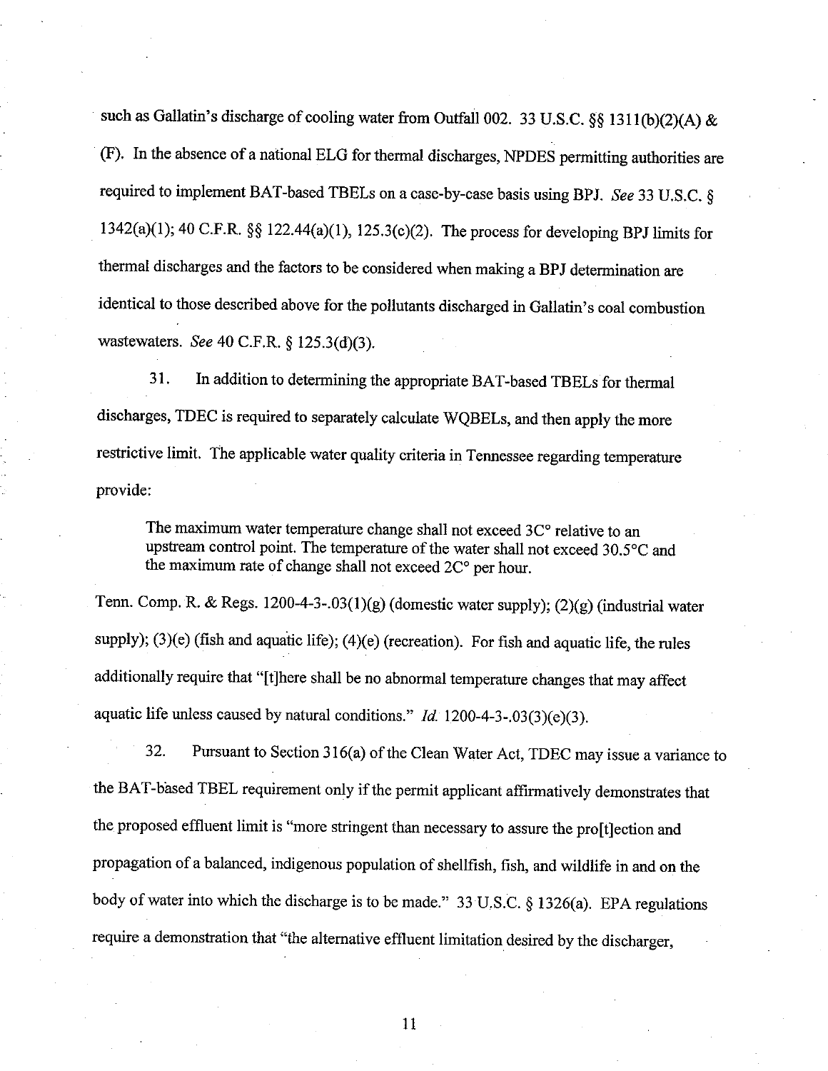such as Gallatin's discharge of cooling water from Outfall 002. 33 U.S.C. §§ 1311(b)(2)(A) & (F). In the absence of a national ELG for thermal discharges, NPDES permitting authorities are required to implement BAT-based TBELs on a case-by-case basis using BPJ. *See* 33 U.S.C. § 1342(a)(1); 40 C.F.R. §§ 122.44(a)(1), 125.3(c)(2). The process for developing BPJ limits for thermal discharges and the factors to be considered when making a BPJ determination are identical to those described above for the pollutants discharged in Gallatin's coal combustion wastewaters. *See* 40 C.F.R. § 125.3(d)(3).

31. In addition to determining the appropriate BAT-based TBELs for thermal discharges, TDEC is required to separately calculate WQBELs, and then apply the more restrictive limit. The applicable water quality criteria in Tennessee regarding temperature provide:

> The maximum water temperature change shall not exceed 3C° relative to an upstream control point. The temperature of the water shall not exceed 30.5°C and the maximum rate of change shall not exceed 2C° per hour.

Tenn. Comp. R. & Regs. 1200-4-3-.03(1)(g) (domestic water supply); (2)(g) (industrial water supply); (3)(e) (fish and aquatic life); (4)(e) (recreation). For fish and aquatic life, the rules additionally require that "[t]here shall be no abnormal temperature changes that may affect aquatic life unless caused by natural conditions." *Id.* 1200-4-3-.03(3)(e)(3).

32. Pursuant to Section 316(a) of the Clean Water Act, TDEC may issue a variance to the BAT-based TBEL requirement only if the permit applicant affirmatively demonstrates that the proposed effluent limit is "more stringent than necessary to assure the pro[t]ection and propagation of a balanced, indigenous population of shellfish, fish, and wildlife in and on the body of water into which the discharge is to be made." 33 U.S.C. § 1326(a). EPA regulations require a demonstration that "the alternative effluent limitation desired by the discharger,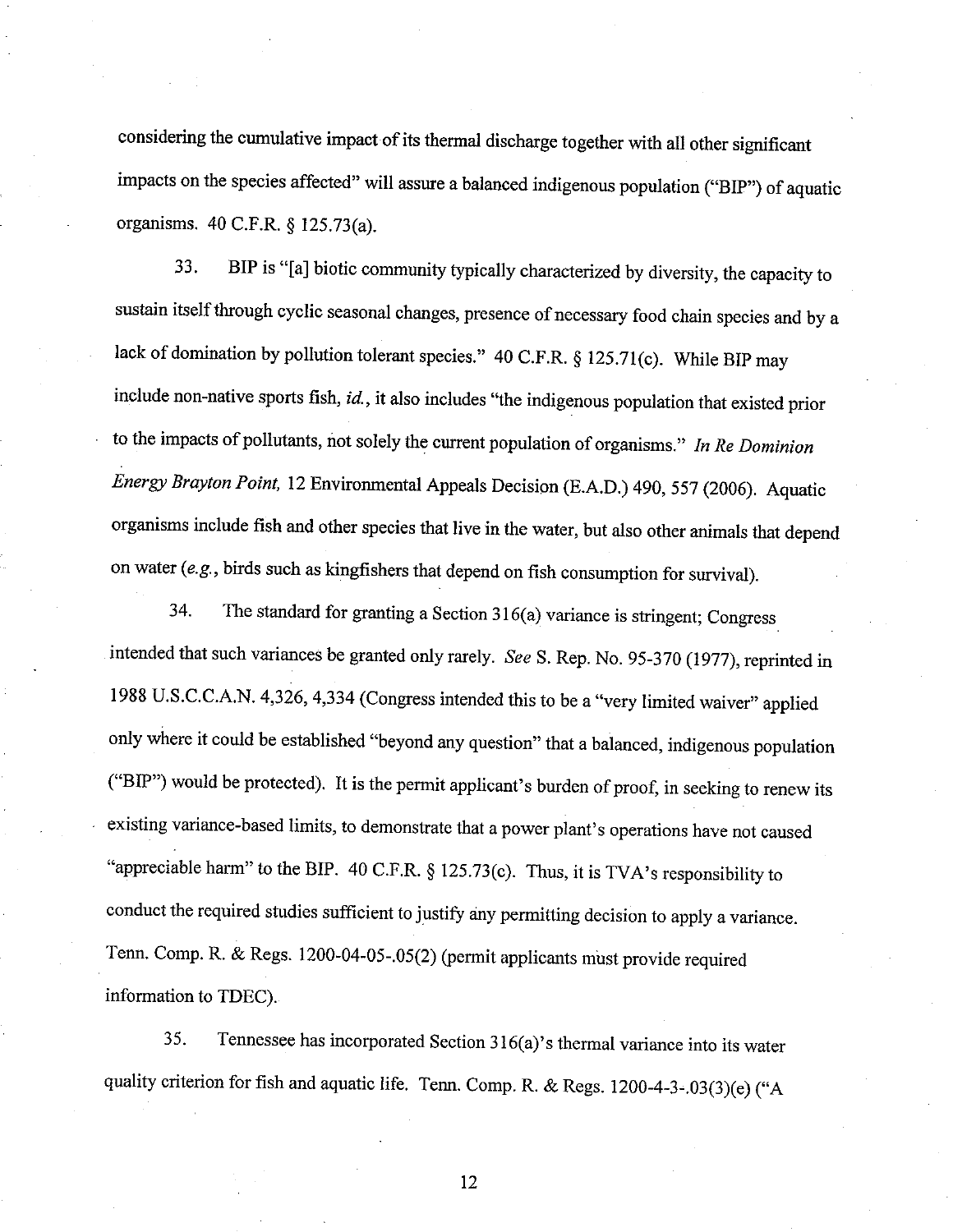considering the cumulative impact of its thermal discharge together with all other significant impacts on the species affected" will assure a balanced indigenous population ("BIP") of aquatic organisms. 40 C.F.R. § 125.73(a).

33. BIP is "[a] biotic community typically characterized by diversity, the capacity to sustain itself through cyclic seasonal changes, presence of necessary food chain species and by a lack of domination by pollution tolerant species." 40 C.F.R. § 125.71(c). While BIP may include non-native sports fish, *id.*, it also includes "the indigenous population that existed prior to the impacts of pollutants, not solely the current population of organisms." *In Re Dominion Energy Brayton Point,* 12 Environmental Appeals Decision (E.A.D.) 490, 557 (2006). Aquatic organisms include fish and other species that live in the water, but also other animals that depend on water (*e.g.*, birds such as kingfishers that depend on fish consumption for survival).

34. The standard for granting a Section 316(a) variance is stringent; Congress intended that such variances be granted only rarely. *See* S. Rep. No. 95-370 (1977), reprinted in 1988 U.S.C.C.A.N. 4,326, 4,334 (Congress intended this to be a "very limited waiver" applied only where it could be established "beyond any question" that a balanced, indigenous population ("BIP") would be protected). It is the permit applicant's burden of proof, in seeking to renew its existing variance-based limits, to demonstrate that a power plant's operations have not caused "appreciable harm" to the BIP. 40 C.F.R. § 125.73(c). Thus, it is TVA's responsibility to conduct the required studies sufficient to justify any permitting decision to apply a variance. Tenn. Comp. R. & Regs. 1200-04-05-.05(2) (permit applicants must provide required information to TDEC).

35. Tennessee has incorporated Section 316(a)'s thermal variance into its water quality criterion for fish and aquatic life. Tenn. Comp. R. & Regs. 1200-4-3-.03(3)(e) ("A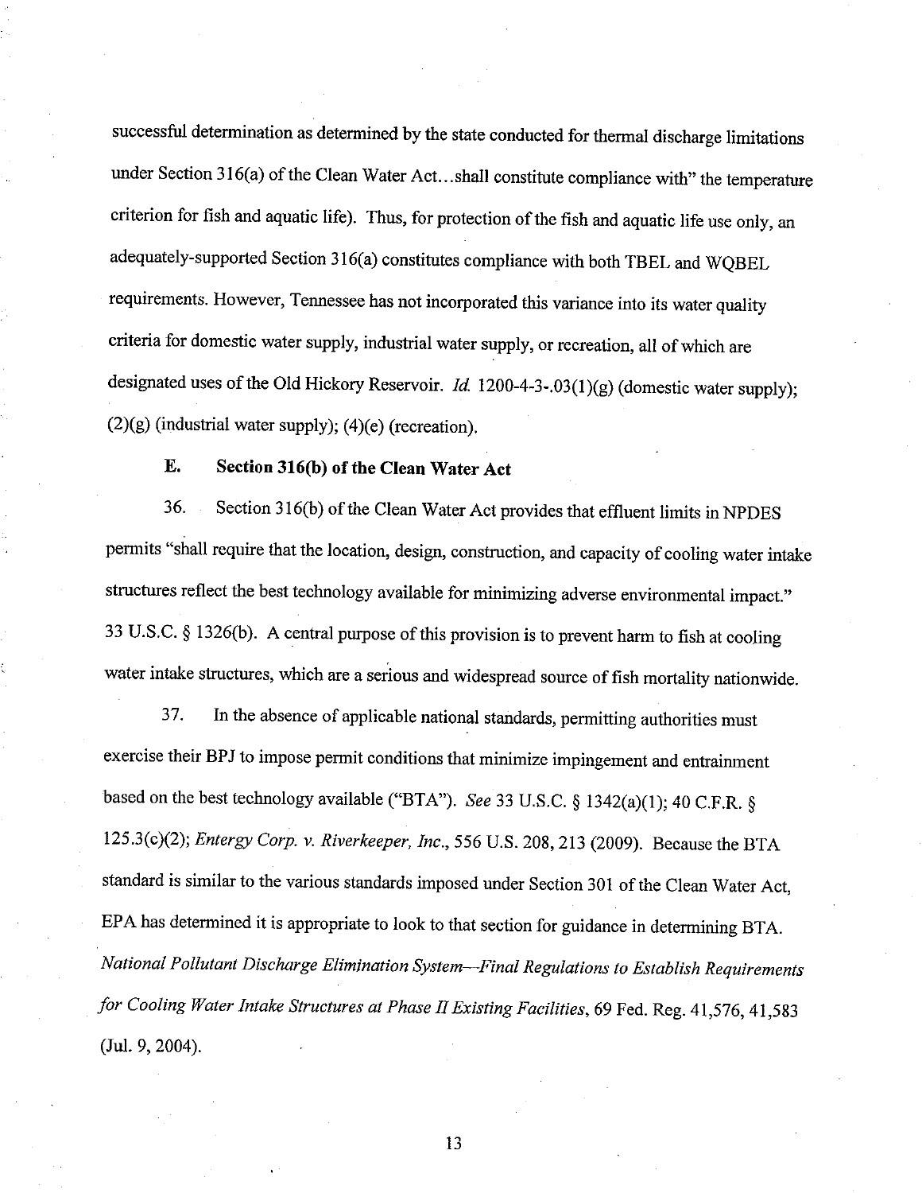successful determination as determined by the state conducted for thermal discharge limitations under Section 316(a) of the Clean Water Act…shall constitute compliance with" the temperature criterion for fish and aquatic life). Thus, for protection of the fish and aquatic life use only, an adequately-supported Section 316(a) constitutes compliance with both TBEL and WQBEL requirements. However, Tennessee has not incorporated this variance into its water quality criteria for domestic water supply, industrial water supply, or recreation, all of which are designated uses of the Old Hickory Reservoir. *Id.* 1200-4-3-.03(1)(g) (domestic water supply); (2)(g) (industrial water supply); (4)(e) (recreation).

### E. Section 316(b) of the Clean Water Act

36. Section 316(b) of the Clean Water Act provides that effluent limits in NPDES permits "shall require that the location, design, construction, and capacity of cooling water intake structures reflect the best technology available for minimizing adverse environmental impact." 33 U.S.C. § 1326(b). A central purpose of this provision is to prevent harm to fish at cooling water intake structures, which are a serious and widespread source of fish mortality nationwide.

37. In the absence of applicable national standards, permitting authorities must exercise their BPJ to impose permit conditions that minimize impingement and entrainment based on the best technology available ("BTA"). *See* 33 U.S.C. § 1342(a)(1); 40 C.F.R. § 125.3(c)(2); *Entergy Corp. v. Riverkeeper, Inc.*, 556 U.S. 208, 213 (2009). Because the BTA standard is similar to the various standards imposed under Section 301 of the Clean Water Act, EPA has determined it is appropriate to look to that section for guidance in determining BTA. *National Pollutant Discharge Elimination System—Final Regulations to Establish Requirements for Cooling Water Intake Structures at Phase II Existing Facilities*, 69 Fed. Reg. 41,576, 41,583 (Jul. 9, 2004).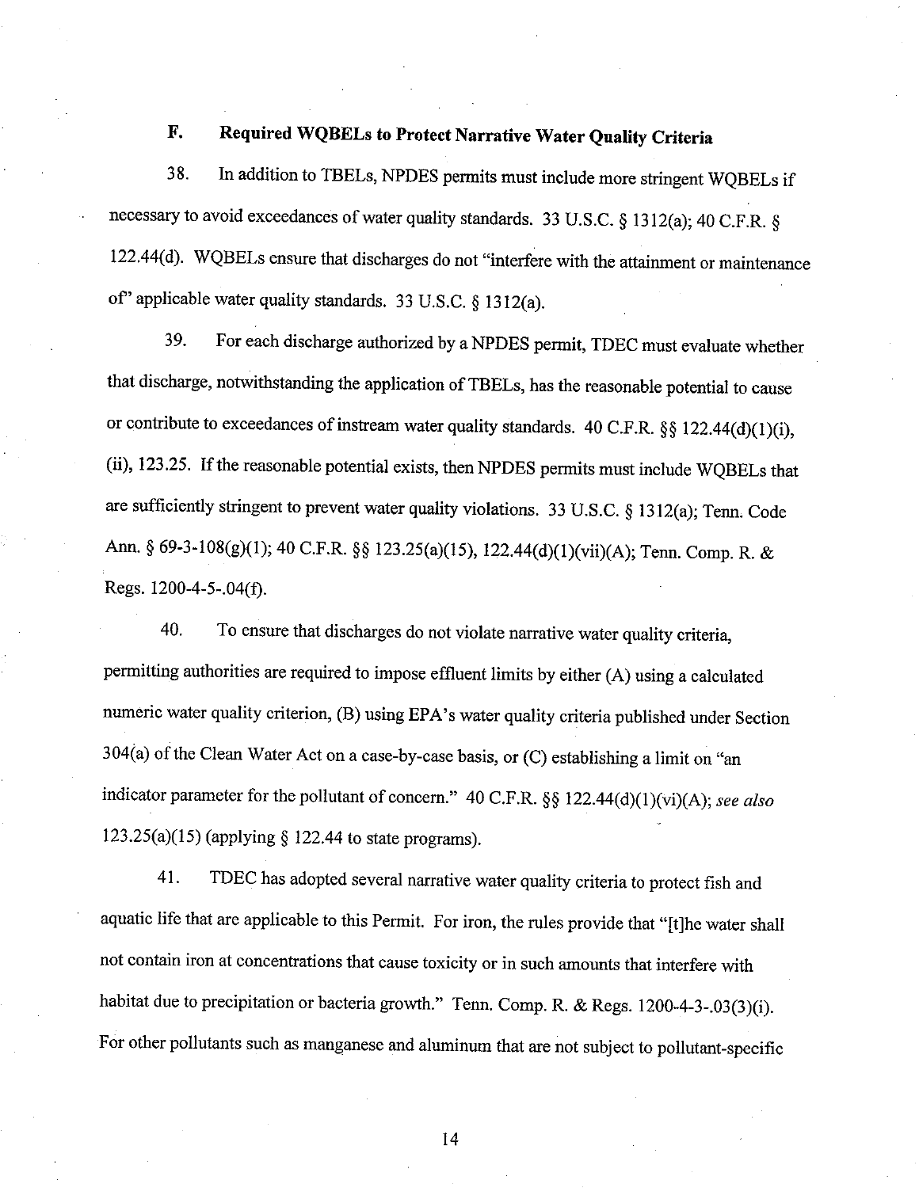### F. Required WQBELs to Protect Narrative Water Quality Criteria

38. In addition to TBELs, NPDES permits must include more stringent WQBELs if necessary to avoid exceedances of water quality standards. 33 U.S.C. § 1312(a); 40 C.F.R. § 122.44(d). WQBELs ensure that discharges do not "interfere with the attainment or maintenance of" applicable water quality standards. 33 U.S.C. § 1312(a).

39. For each discharge authorized by a NPDES permit, TDEC must evaluate whether that discharge, notwithstanding the application of TBELs, has the reasonable potential to cause or contribute to exceedances of instream water quality standards. 40 C.F.R. §§ 122.44(d)(1)(i), (ii), 123.25. If the reasonable potential exists, then NPDES permits must include WQBELs that are sufficiently stringent to prevent water quality violations. 33 U.S.C. § 1312(a); Tenn. Code Ann. § 69-3-108(g)(1); 40 C.F.R. §§ 123.25(a)(15), 122.44(d)(1)(vii)(A); Tenn. Comp. R. & Regs. 1200-4-5-.04(f).

40. To ensure that discharges do not violate narrative water quality criteria, permitting authorities are required to impose effluent limits by either (A) using a calculated numeric water quality criterion, (B) using EPA's water quality criteria published under Section 304(a) of the Clean Water Act on a case-by-case basis, or (C) establishing a limit on "an indicator parameter for the pollutant of concern." 40 C.F.R. §§ 122.44(d)(1)(vi)(A); *see also* 123.25(a)(15) (applying § 122.44 to state programs).

41. TDEC has adopted several narrative water quality criteria to protect fish and aquatic life that are applicable to this Permit. For iron, the rules provide that "[t]he water shall not contain iron at concentrations that cause toxicity or in such amounts that interfere with habitat due to precipitation or bacteria growth." Tenn. Comp. R. & Regs. 1200-4-3-.03(3)(i). For other pollutants such as manganese and aluminum that are not subject to pollutant-specific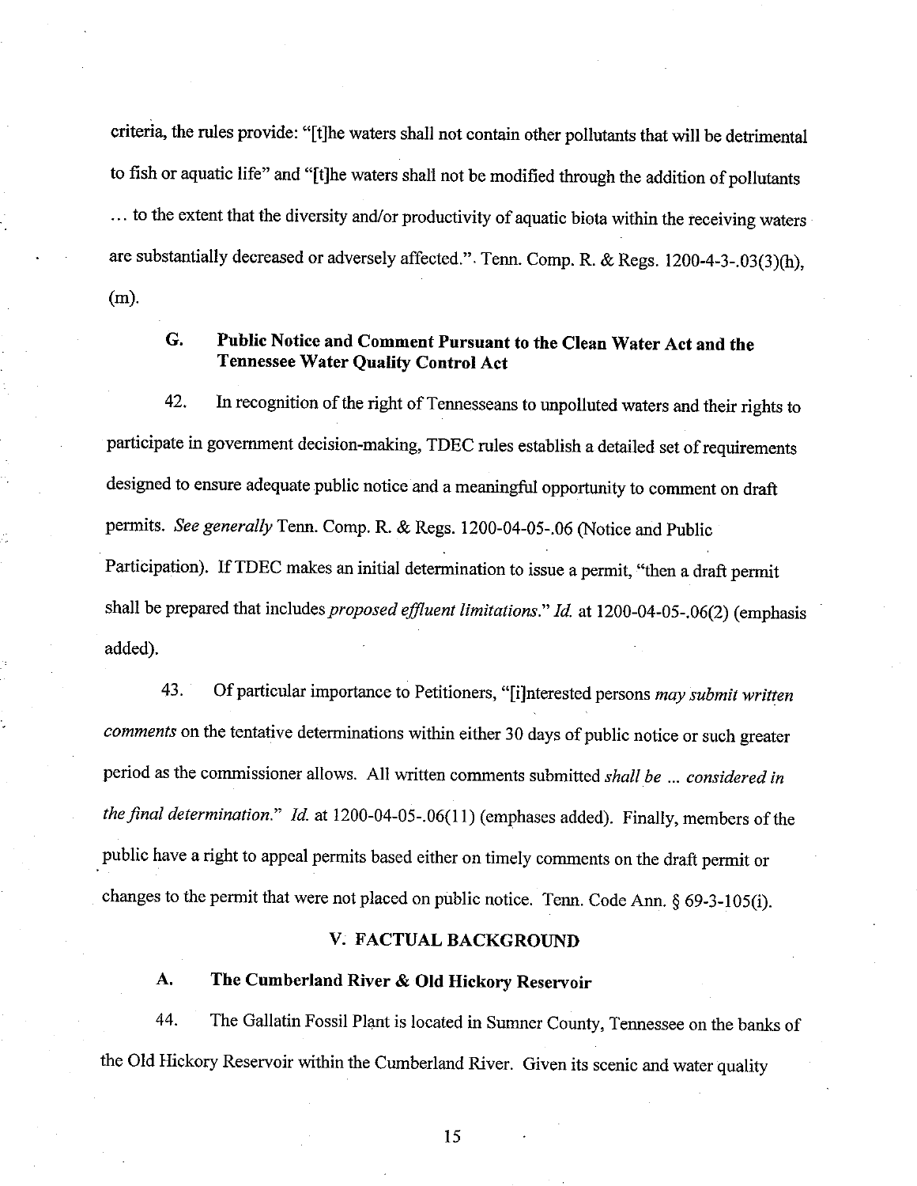criteria, the rules provide: "[t]he waters shall not contain other pollutants that will be detrimental to fish or aquatic life" and "[t]he waters shall not be modified through the addition of pollutants … to the extent that the diversity and/or productivity of aquatic biota within the receiving waters are substantially decreased or adversely affected.". Tenn. Comp. R. & Regs. 1200-4-3-.03(3)(h), (m).

### G. Public Notice and Comment Pursuant to the Clean Water Act and the Tennessee Water Quality Control Act

42. In recognition of the right of Tennesseans to unpolluted waters and their rights to participate in government decision-making, TDEC rules establish a detailed set of requirements designed to ensure adequate public notice and a meaningful opportunity to comment on draft permits. *See generally* Tenn. Comp. R. & Regs. 1200-04-05-.06 (Notice and Public Participation). If TDEC makes an initial determination to issue a permit, "then a draft permit shall be prepared that includes *proposed effluent limitations*." *Id.* at 1200-04-05-.06(2) (emphasis added).

43. Of particular importance to Petitioners, "[i]nterested persons *may submit written comments* on the tentative determinations within either 30 days of public notice or such greater period as the commissioner allows. All written comments submitted *shall be … considered in the final determination*." *Id.* at 1200-04-05-.06(11) (emphases added). Finally, members of the public have a right to appeal permits based either on timely comments on the draft permit or changes to the permit that were not placed on public notice. Tenn. Code Ann. § 69-3-105(i).

## V. FACTUAL BACKGROUND

### A. The Cumberland River & Old Hickory Reservoir

44. The Gallatin Fossil Plant is located in Sumner County, Tennessee on the banks of the Old Hickory Reservoir within the Cumberland River. Given its scenic and water quality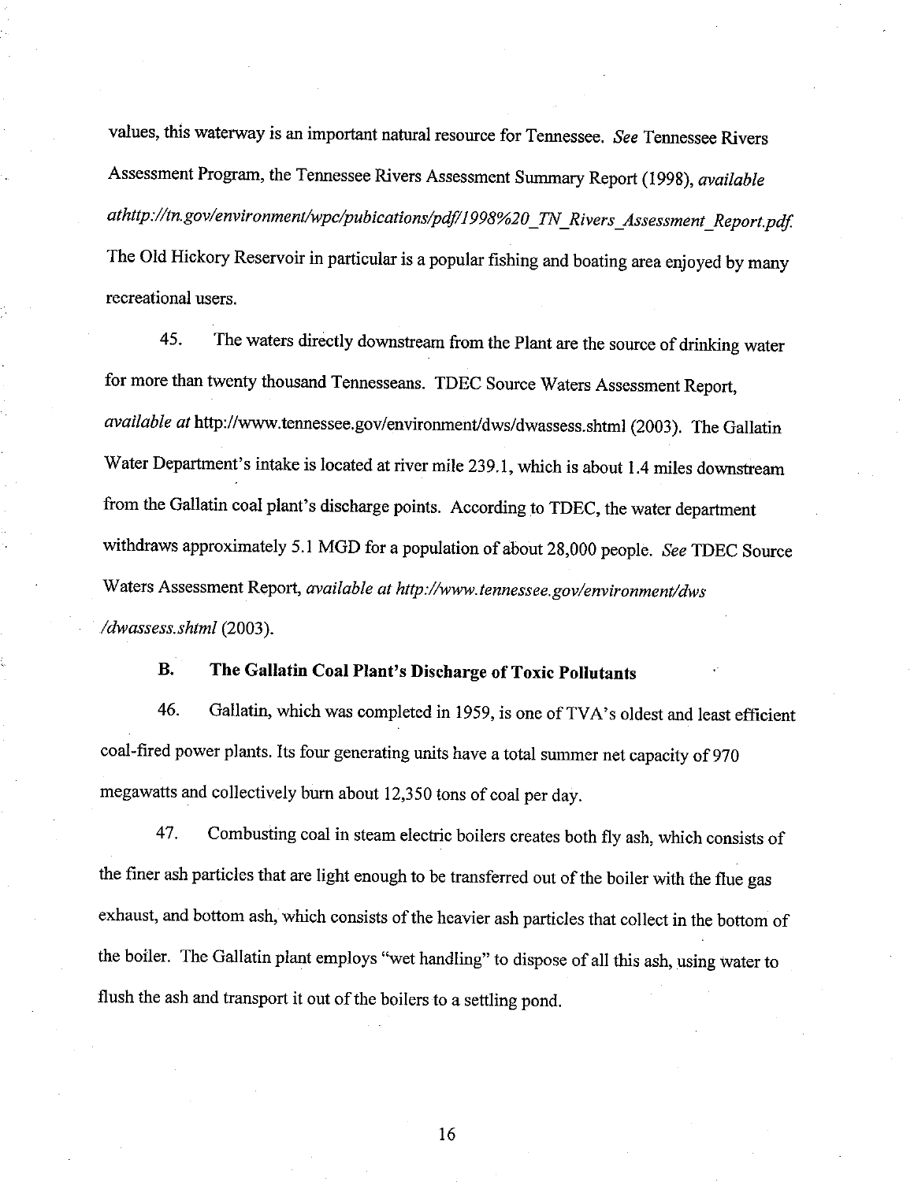values, this waterway is an important natural resource for Tennessee. *See* Tennessee Rivers Assessment Program, the Tennessee Rivers Assessment Summary Report (1998), *available athttp://tn.gov/environment/wpc/pubications/pdf/1998%20_TN_Rivers_Assessment_Report.pdf.* The Old Hickory Reservoir in particular is a popular fishing and boating area enjoyed by many recreational users.

45. The waters directly downstream from the Plant are the source of drinking water for more than twenty thousand Tennesseans. TDEC Source Waters Assessment Report, *available at* http://www.tennessee.gov/environment/dws/dwassess.shtml (2003). The Gallatin Water Department's intake is located at river mile 239.1, which is about 1.4 miles downstream from the Gallatin coal plant's discharge points. According to TDEC, the water department withdraws approximately 5.1 MGD for a population of about 28,000 people. *See* TDEC Source Waters Assessment Report, *available at http://www.tennessee.gov/environment/dws /dwassess.shtml* (2003).

### B. The Gallatin Coal Plant's Discharge of Toxic Pollutants

46. Gallatin, which was completed in 1959, is one of TVA's oldest and least efficient coal-fired power plants. Its four generating units have a total summer net capacity of 970 megawatts and collectively burn about 12,350 tons of coal per day.

47. Combusting coal in steam electric boilers creates both fly ash, which consists of the finer ash particles that are light enough to be transferred out of the boiler with the flue gas exhaust, and bottom ash, which consists of the heavier ash particles that collect in the bottom of the boiler. The Gallatin plant employs "wet handling" to dispose of all this ash, using water to flush the ash and transport it out of the boilers to a settling pond.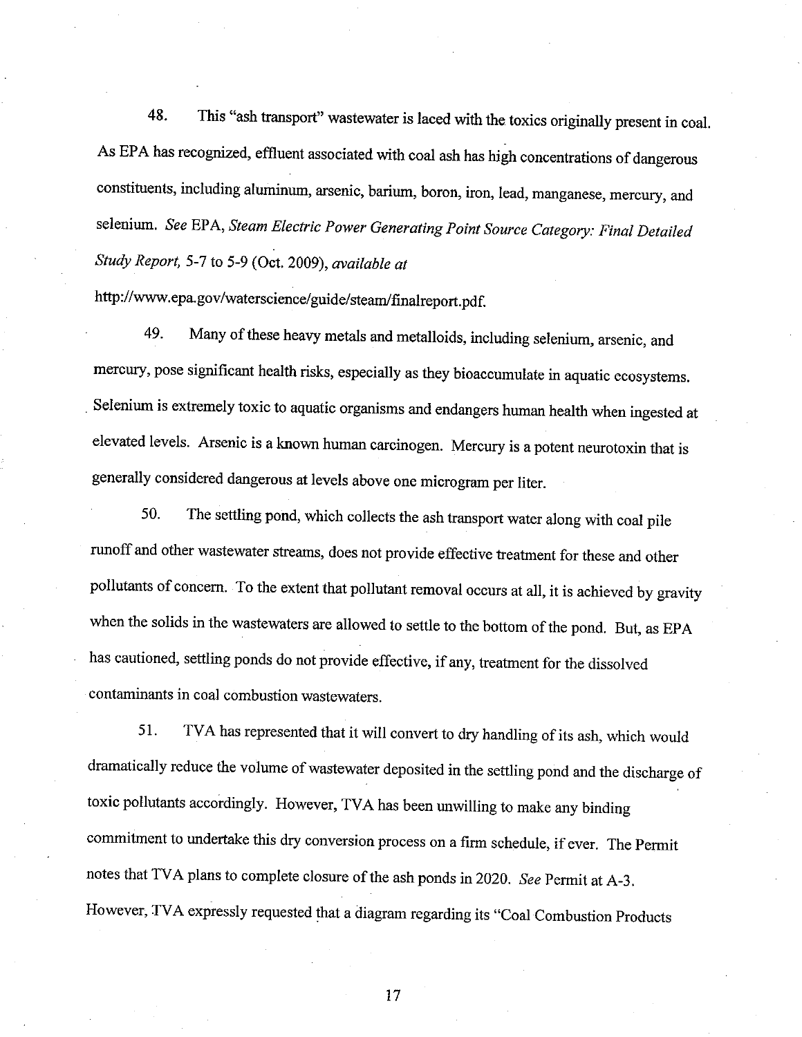48. This "ash transport" wastewater is laced with the toxics originally present in coal. As EPA has recognized, effluent associated with coal ash has high concentrations of dangerous constituents, including aluminum, arsenic, barium, boron, iron, lead, manganese, mercury, and selenium. *See* EPA, *Steam Electric Power Generating Point Source Category: Final Detailed Study Report,* 5-7 to 5-9 (Oct. 2009), *available at* http://www.epa.gov/waterscience/guide/steam/finalreport.pdf.

49. Many of these heavy metals and metalloids, including selenium, arsenic, and mercury, pose significant health risks, especially as they bioaccumulate in aquatic ecosystems. Selenium is extremely toxic to aquatic organisms and endangers human health when ingested at elevated levels. Arsenic is a known human carcinogen. Mercury is a potent neurotoxin that is generally considered dangerous at levels above one microgram per liter.

50. The settling pond, which collects the ash transport water along with coal pile runoff and other wastewater streams, does not provide effective treatment for these and other pollutants of concern. To the extent that pollutant removal occurs at all, it is achieved by gravity when the solids in the wastewaters are allowed to settle to the bottom of the pond. But, as EPA has cautioned, settling ponds do not provide effective, if any, treatment for the dissolved contaminants in coal combustion wastewaters.

51. TVA has represented that it will convert to dry handling of its ash, which would dramatically reduce the volume of wastewater deposited in the settling pond and the discharge of toxic pollutants accordingly. However, TVA has been unwilling to make any binding commitment to undertake this dry conversion process on a firm schedule, if ever. The Permit notes that TVA plans to complete closure of the ash ponds in 2020. *See* Permit at A-3. However, TVA expressly requested that a diagram regarding its "Coal Combustion Products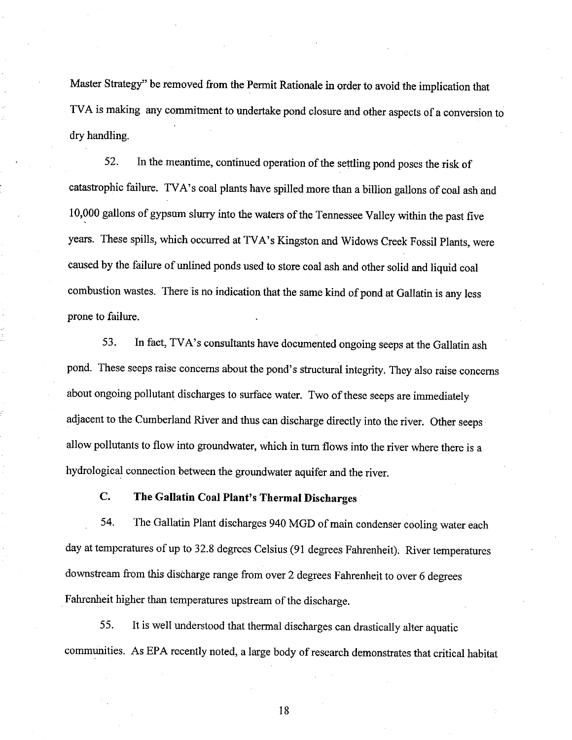Master Strategy" be removed from the Permit Rationale in order to avoid the implication that TVA is making any commitment to undertake pond closure and other aspects of a conversion to dry handling.

52. In the meantime, continued operation of the settling pond poses the risk of catastrophic failure. TVA's coal plants have spilled more than a billion gallons of coal ash and 10,000 gallons of gypsum slurry into the waters of the Tennessee Valley within the past five years. These spills, which occurred at TVA's Kingston and Widows Creek Fossil Plants, were caused by the failure of unlined ponds used to store coal ash and other solid and liquid coal combustion wastes. There is no indication that the same kind of pond at Gallatin is any less prone to failure.

53. In fact, TVA's consultants have documented ongoing seeps at the Gallatin ash pond. These seeps raise concerns about the pond's structural integrity. They also raise concerns about ongoing pollutant discharges to surface water. Two of these seeps are immediately adjacent to the Cumberland River and thus can discharge directly into the river. Other seeps allow pollutants to flow into groundwater, which in turn flows into the river where there is a hydrological connection between the groundwater aquifer and the river.

### C. The Gallatin Coal Plant's Thermal Discharges

54. The Gallatin Plant discharges 940 MGD of main condenser cooling water each day at temperatures of up to 32.8 degrees Celsius (91 degrees Fahrenheit). River temperatures downstream from this discharge range from over 2 degrees Fahrenheit to over 6 degrees Fahrenheit higher than temperatures upstream of the discharge.

55. It is well understood that thermal discharges can drastically alter aquatic communities. As EPA recently noted, a large body of research demonstrates that critical habitat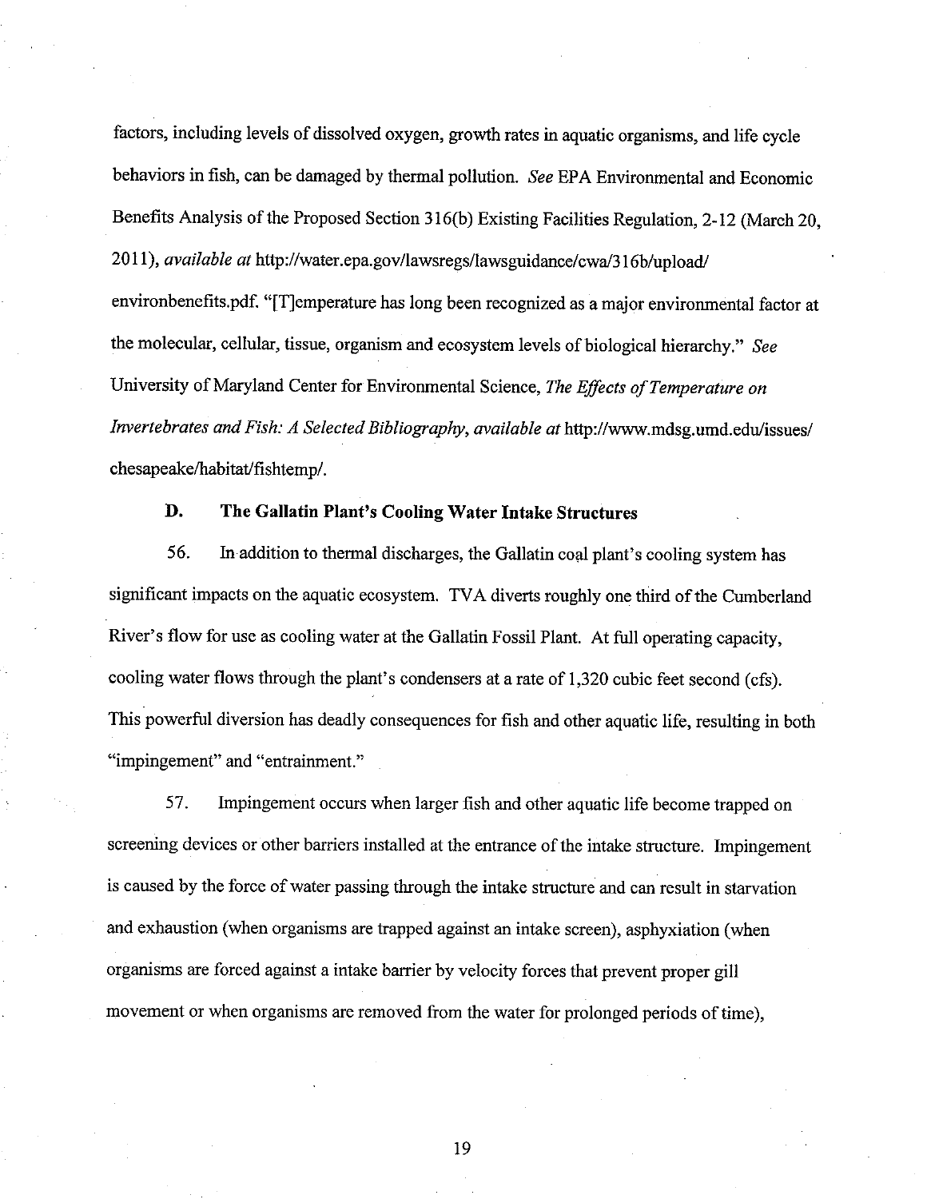factors, including levels of dissolved oxygen, growth rates in aquatic organisms, and life cycle behaviors in fish, can be damaged by thermal pollution. *See* EPA Environmental and Economic Benefits Analysis of the Proposed Section 316(b) Existing Facilities Regulation, 2-12 (March 20, 2011), *available at* http://water.epa.gov/lawsregs/lawsguidance/cwa/316b/upload/ environbenefits.pdf. "[T]emperature has long been recognized as a major environmental factor at the molecular, cellular, tissue, organism and ecosystem levels of biological hierarchy." *See* University of Maryland Center for Environmental Science, *The Effects of Temperature on Invertebrates and Fish: A Selected Bibliography*, *available at* http://www.mdsg.umd.edu/issues/ chesapeake/habitat/fishtemp/.

### D. The Gallatin Plant's Cooling Water Intake Structures

56. In addition to thermal discharges, the Gallatin coal plant's cooling system has significant impacts on the aquatic ecosystem. TVA diverts roughly one third of the Cumberland River's flow for use as cooling water at the Gallatin Fossil Plant. At full operating capacity, cooling water flows through the plant's condensers at a rate of 1,320 cubic feet second (cfs). This powerful diversion has deadly consequences for fish and other aquatic life, resulting in both "impingement" and "entrainment."

57. Impingement occurs when larger fish and other aquatic life become trapped on screening devices or other barriers installed at the entrance of the intake structure. Impingement is caused by the force of water passing through the intake structure and can result in starvation and exhaustion (when organisms are trapped against an intake screen), asphyxiation (when organisms are forced against a intake barrier by velocity forces that prevent proper gill movement or when organisms are removed from the water for prolonged periods of time),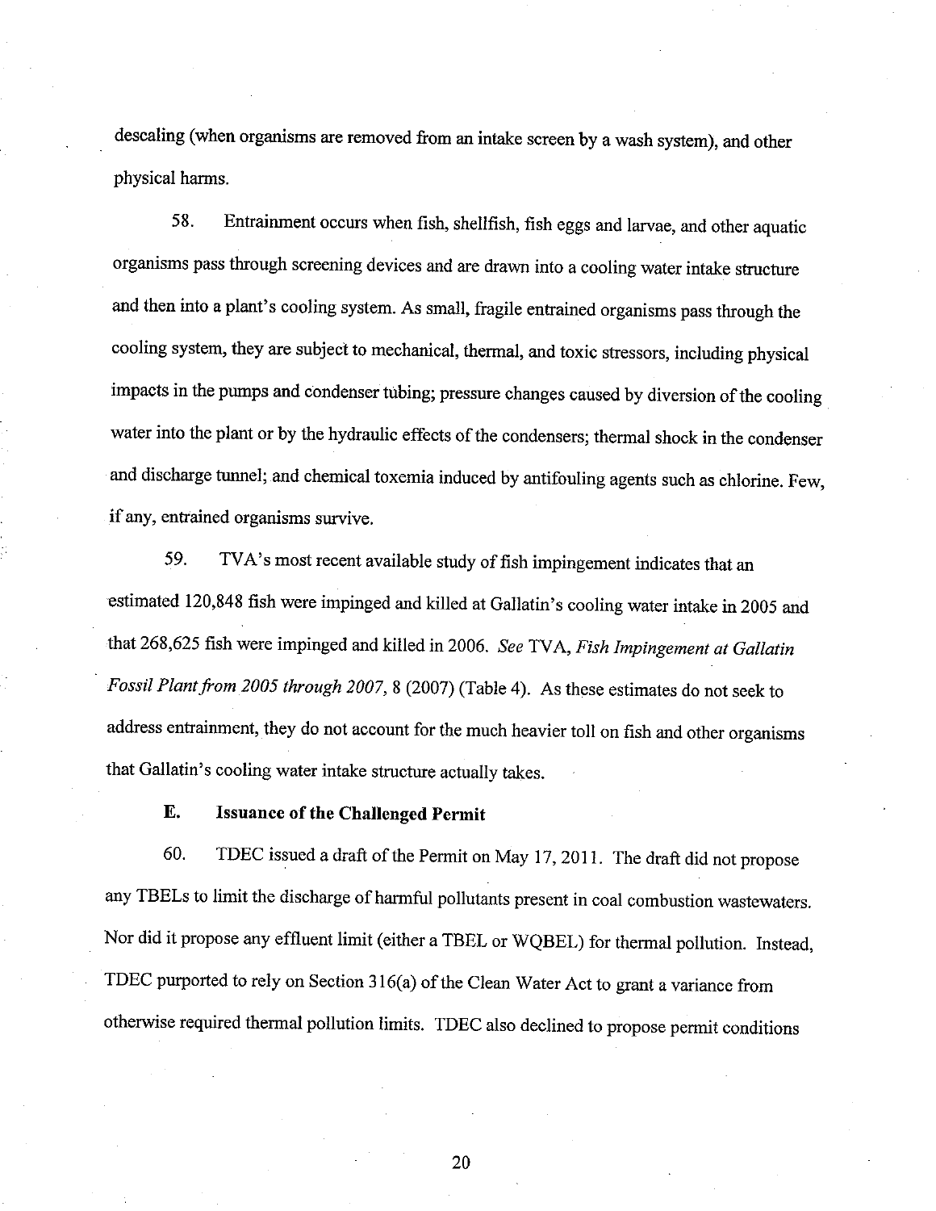descaling (when organisms are removed from an intake screen by a wash system), and other physical harms.

58. Entrainment occurs when fish, shellfish, fish eggs and larvae, and other aquatic organisms pass through screening devices and are drawn into a cooling water intake structure and then into a plant's cooling system. As small, fragile entrained organisms pass through the cooling system, they are subject to mechanical, thermal, and toxic stressors, including physical impacts in the pumps and condenser tubing; pressure changes caused by diversion of the cooling water into the plant or by the hydraulic effects of the condensers; thermal shock in the condenser and discharge tunnel; and chemical toxemia induced by antifouling agents such as chlorine. Few, if any, entrained organisms survive.

59. TVA's most recent available study of fish impingement indicates that an estimated 120,848 fish were impinged and killed at Gallatin's cooling water intake in 2005 and that 268,625 fish were impinged and killed in 2006. *See* TVA, *Fish Impingement at Gallatin Fossil Plant from 2005 through 2007*, 8 (2007) (Table 4). As these estimates do not seek to address entrainment, they do not account for the much heavier toll on fish and other organisms that Gallatin's cooling water intake structure actually takes.

### E. Issuance of the Challenged Permit

60. TDEC issued a draft of the Permit on May 17, 2011. The draft did not propose any TBELs to limit the discharge of harmful pollutants present in coal combustion wastewaters. Nor did it propose any effluent limit (either a TBEL or WQBEL) for thermal pollution. Instead, TDEC purported to rely on Section 316(a) of the Clean Water Act to grant a variance from otherwise required thermal pollution limits. TDEC also declined to propose permit conditions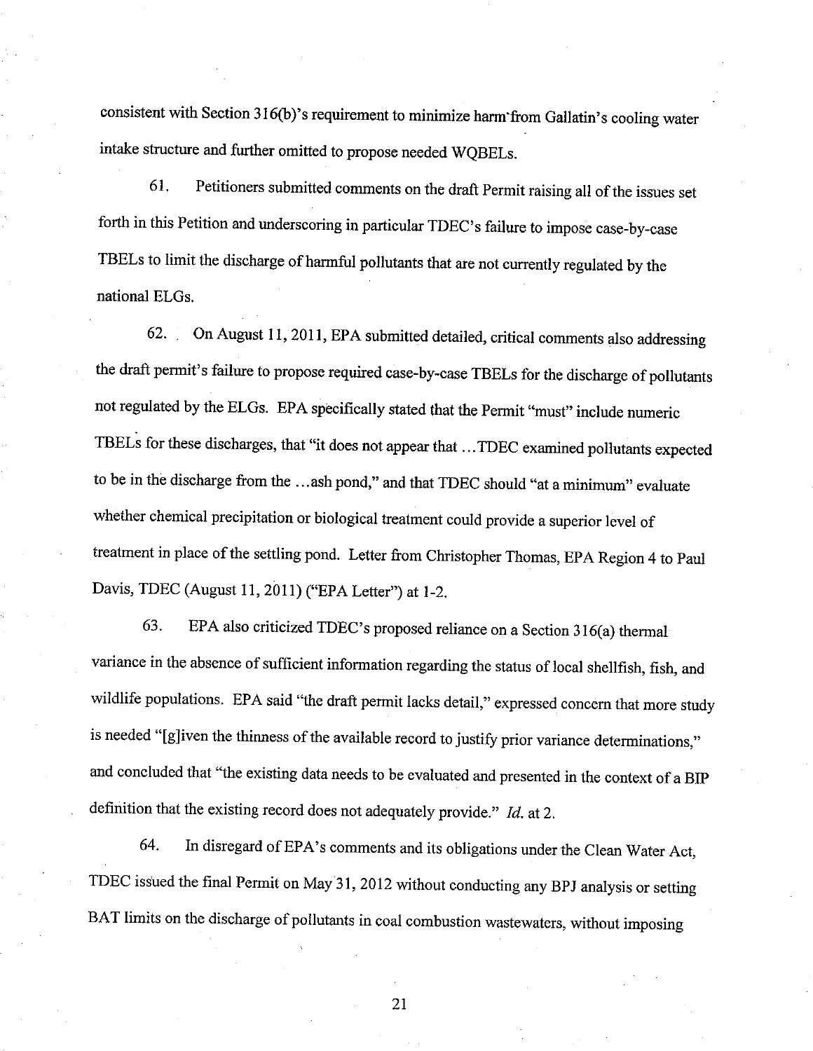consistent with Section 316(b)'s requirement to minimize harm from Gallatin's cooling water intake structure and further omitted to propose needed WQBELs.

61. Petitioners submitted comments on the draft Permit raising all of the issues set forth in this Petition and underscoring in particular TDEC's failure to impose case-by-case TBELs to limit the discharge of harmful pollutants that are not currently regulated by the national ELGs.

62. On August 11, 2011, EPA submitted detailed, critical comments also addressing the draft permit's failure to propose required case-by-case TBELs for the discharge of pollutants not regulated by the ELGs. EPA specifically stated that the Permit "must" include numeric TBELs for these discharges, that "it does not appear that ...TDEC examined pollutants expected to be in the discharge from the ...ash pond," and that TDEC should "at a minimum" evaluate whether chemical precipitation or biological treatment could provide a superior level of treatment in place of the settling pond. Letter from Christopher Thomas, EPA Region 4 to Paul Davis, TDEC (August 11, 2011) ("EPA Letter") at 1-2.

63. EPA also criticized TDEC's proposed reliance on a Section 316(a) thermal variance in the absence of sufficient information regarding the status of local shellfish, fish, and wildlife populations. EPA said "the draft permit lacks detail," expressed concern that more study is needed "[g]iven the thinness of the available record to justify prior variance determinations," and concluded that "the existing data needs to be evaluated and presented in the context of a BIP definition that the existing record does not adequately provide." *Id.* at 2.

64. In disregard of EPA's comments and its obligations under the Clean Water Act, TDEC issued the final Permit on May 31, 2012 without conducting any BPJ analysis or setting BAT limits on the discharge of pollutants in coal combustion wastewaters, without imposing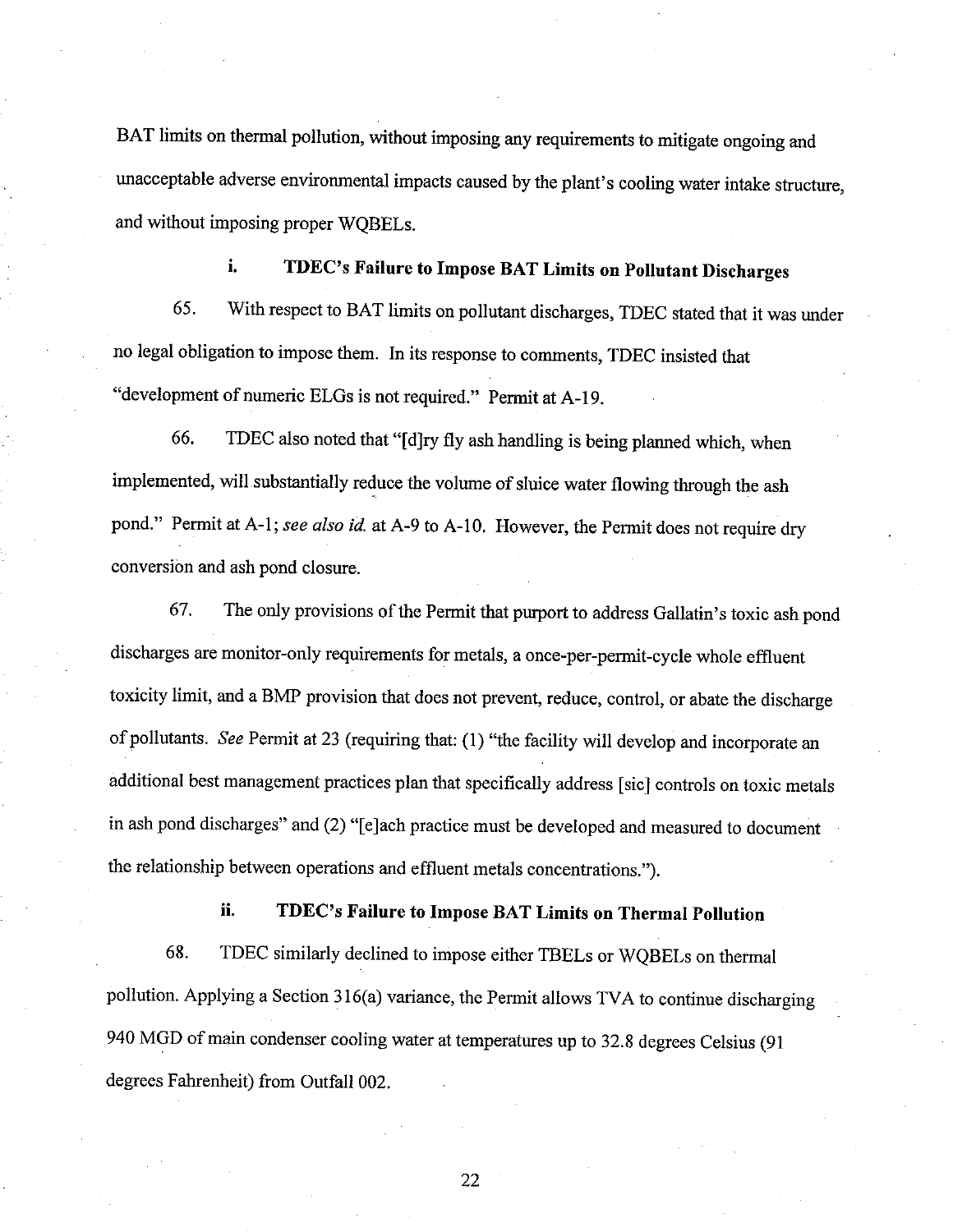BAT limits on thermal pollution, without imposing any requirements to mitigate ongoing and unacceptable adverse environmental impacts caused by the plant's cooling water intake structure, and without imposing proper WQBELs.

#### i. TDEC's Failure to Impose BAT Limits on Pollutant Discharges

65. With respect to BAT limits on pollutant discharges, TDEC stated that it was under no legal obligation to impose them. In its response to comments, TDEC insisted that "development of numeric ELGs is not required." Permit at A-19.

66. TDEC also noted that "[d]ry fly ash handling is being planned which, when implemented, will substantially reduce the volume of sluice water flowing through the ash pond." Permit at A-1; *see also id.* at A-9 to A-10. However, the Permit does not require dry conversion and ash pond closure.

67. The only provisions of the Permit that purport to address Gallatin's toxic ash pond discharges are monitor-only requirements for metals, a once-per-permit-cycle whole effluent toxicity limit, and a BMP provision that does not prevent, reduce, control, or abate the discharge of pollutants. *See* Permit at 23 (requiring that: (1) "the facility will develop and incorporate an additional best management practices plan that specifically address [sic] controls on toxic metals in ash pond discharges" and (2) "[e]ach practice must be developed and measured to document the relationship between operations and effluent metals concentrations.").

#### ii. TDEC's Failure to Impose BAT Limits on Thermal Pollution

68. TDEC similarly declined to impose either TBELs or WQBELs on thermal pollution. Applying a Section 316(a) variance, the Permit allows TVA to continue discharging 940 MGD of main condenser cooling water at temperatures up to 32.8 degrees Celsius (91 degrees Fahrenheit) from Outfall 002.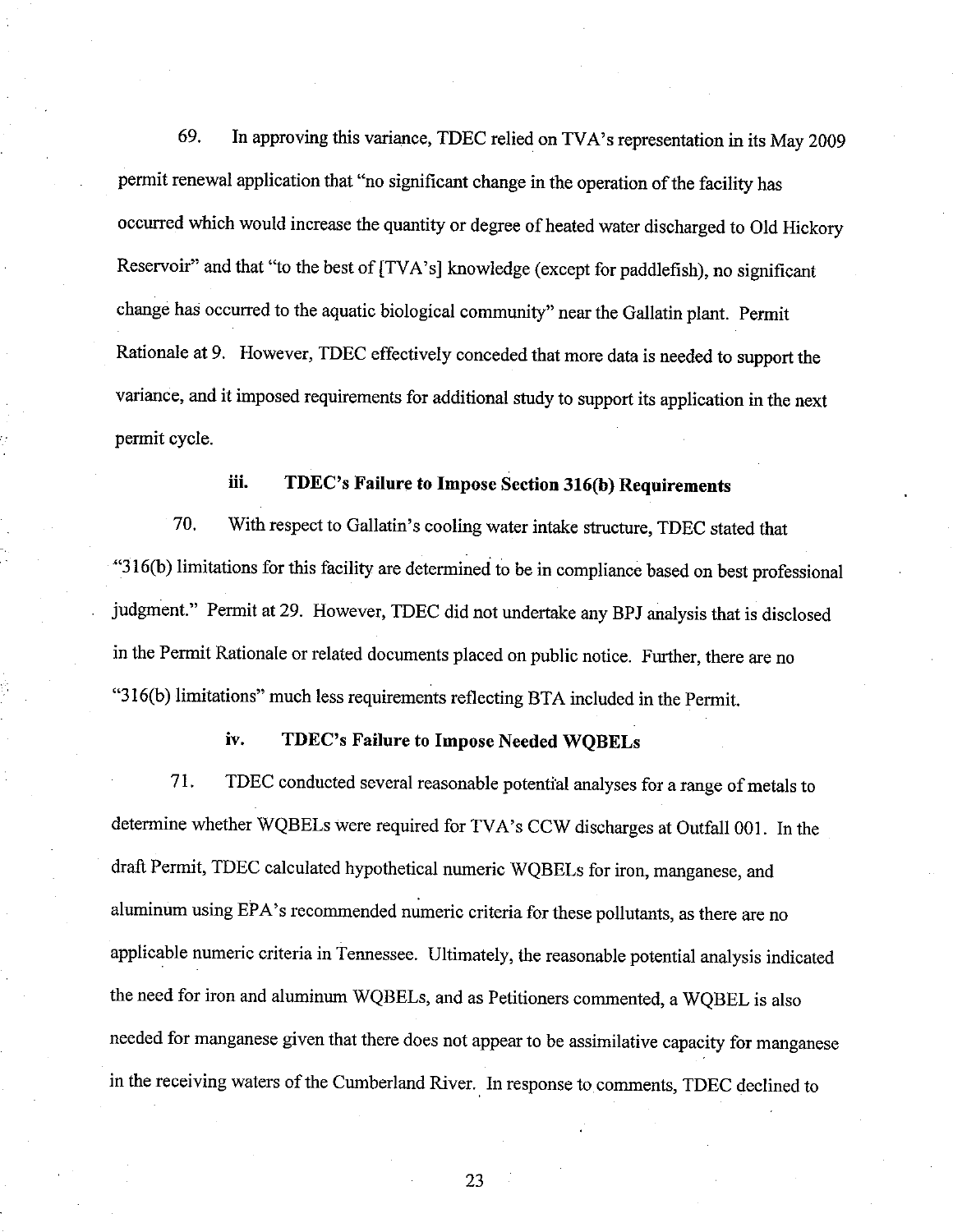69. In approving this variance, TDEC relied on TVA's representation in its May 2009 permit renewal application that "no significant change in the operation of the facility has occurred which would increase the quantity or degree of heated water discharged to Old Hickory Reservoir" and that "to the best of [TVA's] knowledge (except for paddlefish), no significant change has occurred to the aquatic biological community" near the Gallatin plant. Permit Rationale at 9. However, TDEC effectively conceded that more data is needed to support the variance, and it imposed requirements for additional study to support its application in the next permit cycle.

### iii. TDEC's Failure to Impose Section 316(b) Requirements

70. With respect to Gallatin's cooling water intake structure, TDEC stated that "316(b) limitations for this facility are determined to be in compliance based on best professional judgment." Permit at 29. However, TDEC did not undertake any BPJ analysis that is disclosed in the Permit Rationale or related documents placed on public notice. Further, there are no "316(b) limitations" much less requirements reflecting BTA included in the Permit.

### iv. TDEC's Failure to Impose Needed WQBELs

71. TDEC conducted several reasonable potential analyses for a range of metals to determine whether WQBELs were required for TVA's CCW discharges at Outfall 001. In the draft Permit, TDEC calculated hypothetical numeric WQBELs for iron, manganese, and aluminum using EPA's recommended numeric criteria for these pollutants, as there are no applicable numeric criteria in Tennessee. Ultimately, the reasonable potential analysis indicated the need for iron and aluminum WQBELs, and as Petitioners commented, a WQBEL is also needed for manganese given that there does not appear to be assimilative capacity for manganese in the receiving waters of the Cumberland River. In response to comments, TDEC declined to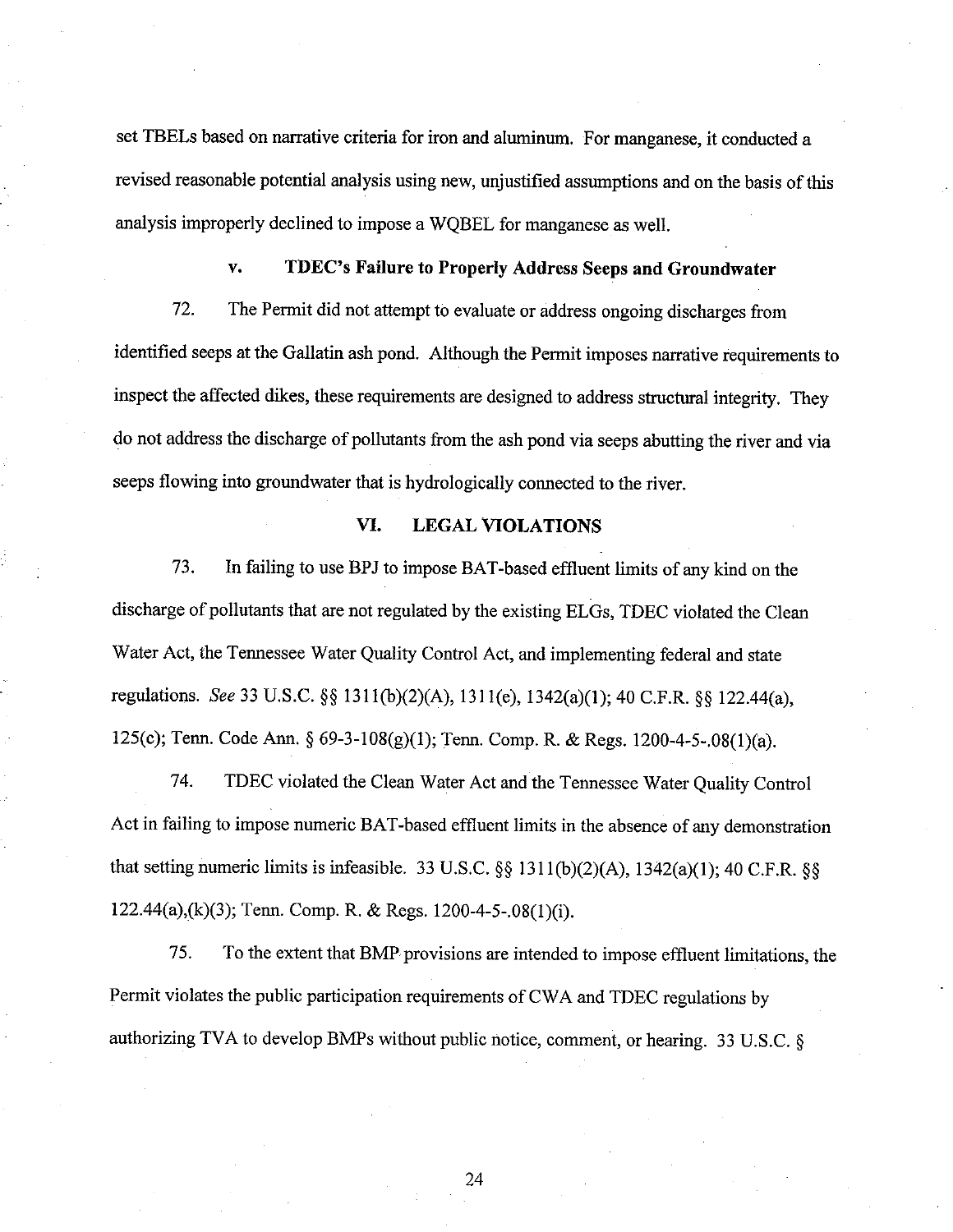set TBELs based on narrative criteria for iron and aluminum. For manganese, it conducted a revised reasonable potential analysis using new, unjustified assumptions and on the basis of this analysis improperly declined to impose a WQBEL for manganese as well.

### v. TDEC's Failure to Properly Address Seeps and Groundwater

72. The Permit did not attempt to evaluate or address ongoing discharges from identified seeps at the Gallatin ash pond. Although the Permit imposes narrative requirements to inspect the affected dikes, these requirements are designed to address structural integrity. They do not address the discharge of pollutants from the ash pond via seeps abutting the river and via seeps flowing into groundwater that is hydrologically connected to the river.

## VI. LEGAL VIOLATIONS

73. In failing to use BPJ to impose BAT-based effluent limits of any kind on the discharge of pollutants that are not regulated by the existing ELGs, TDEC violated the Clean Water Act, the Tennessee Water Quality Control Act, and implementing federal and state regulations. *See* 33 U.S.C. §§ 1311(b)(2)(A), 1311(e), 1342(a)(1); 40 C.F.R. §§ 122.44(a), 125(c); Tenn. Code Ann. § 69-3-108(g)(1); Tenn. Comp. R. & Regs. 1200-4-5-.08(1)(a).

74. TDEC violated the Clean Water Act and the Tennessee Water Quality Control Act in failing to impose numeric BAT-based effluent limits in the absence of any demonstration that setting numeric limits is infeasible. 33 U.S.C. §§ 1311(b)(2)(A), 1342(a)(1); 40 C.F.R. §§ 122.44(a),(k)(3); Tenn. Comp. R. & Regs. 1200-4-5-.08(1)(i).

75. To the extent that BMP provisions are intended to impose effluent limitations, the Permit violates the public participation requirements of CWA and TDEC regulations by authorizing TVA to develop BMPs without public notice, comment, or hearing. 33 U.S.C. §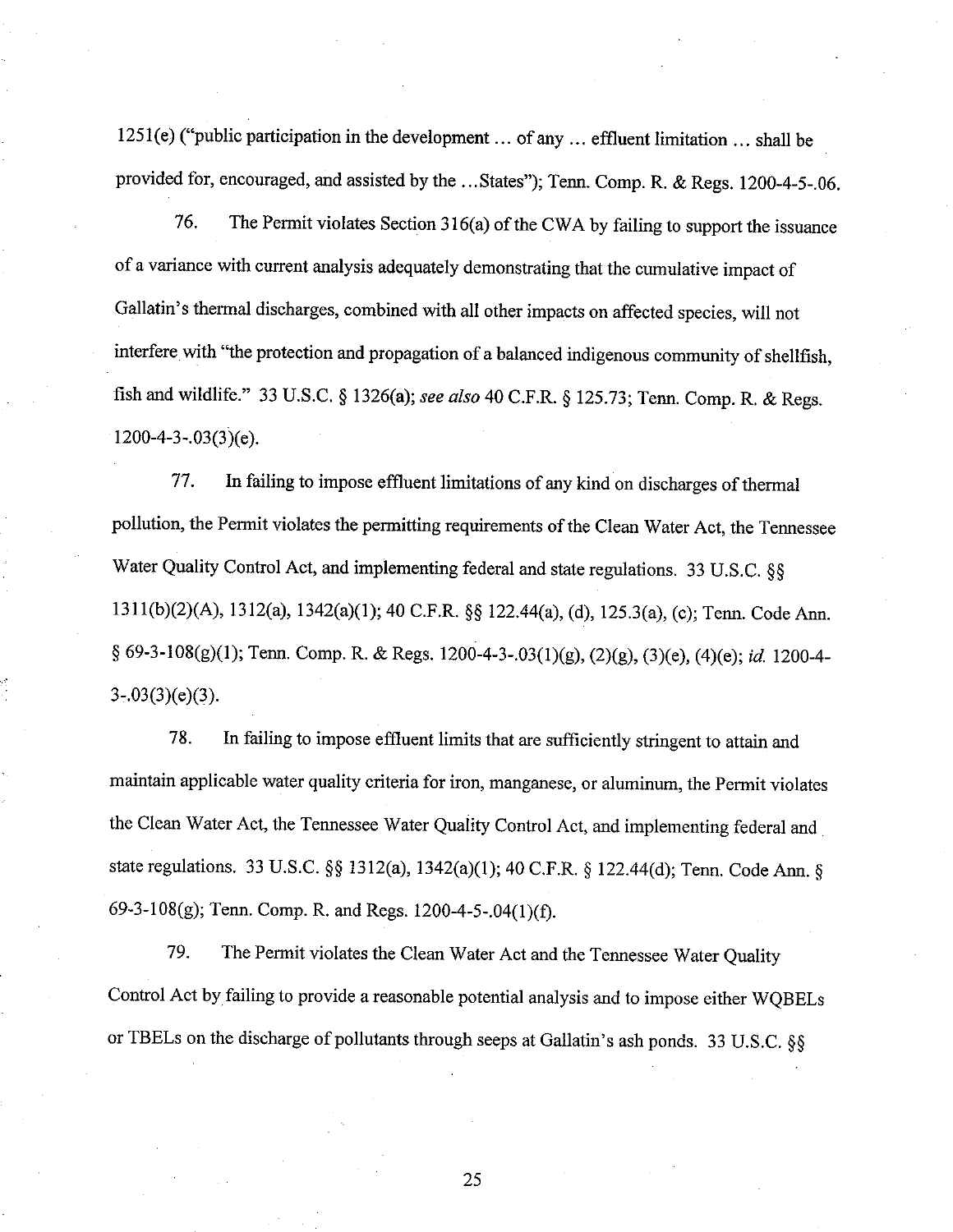1251(e) ("public participation in the development ... of any ... effluent limitation ... shall be provided for, encouraged, and assisted by the ...States"); Tenn. Comp. R. & Regs. 1200-4-5-.06.

76. The Permit violates Section 316(a) of the CWA by failing to support the issuance of a variance with current analysis adequately demonstrating that the cumulative impact of Gallatin's thermal discharges, combined with all other impacts on affected species, will not interfere with "the protection and propagation of a balanced indigenous community of shellfish, fish and wildlife." 33 U.S.C. § 1326(a); *see also* 40 C.F.R. § 125.73; Tenn. Comp. R. & Regs. 1200-4-3-.03(3)(e).

77. In failing to impose effluent limitations of any kind on discharges of thermal pollution, the Permit violates the permitting requirements of the Clean Water Act, the Tennessee Water Quality Control Act, and implementing federal and state regulations. 33 U.S.C. §§ 1311(b)(2)(A), 1312(a), 1342(a)(1); 40 C.F.R. §§ 122.44(a), (d), 125.3(a), (c); Tenn. Code Ann. § 69-3-108(g)(1); Tenn. Comp. R. & Regs. 1200-4-3-.03(1)(g), (2)(g), (3)(e), (4)(e); *id.* 1200-4-3-.03(3)(e)(3).

78. In failing to impose effluent limits that are sufficiently stringent to attain and maintain applicable water quality criteria for iron, manganese, or aluminum, the Permit violates the Clean Water Act, the Tennessee Water Quality Control Act, and implementing federal and state regulations. 33 U.S.C. §§ 1312(a), 1342(a)(1); 40 C.F.R. § 122.44(d); Tenn. Code Ann. § 69-3-108(g); Tenn. Comp. R. and Regs. 1200-4-5-.04(1)(f).

79. The Permit violates the Clean Water Act and the Tennessee Water Quality Control Act by failing to provide a reasonable potential analysis and to impose either WQBELs or TBELs on the discharge of pollutants through seeps at Gallatin's ash ponds. 33 U.S.C. §§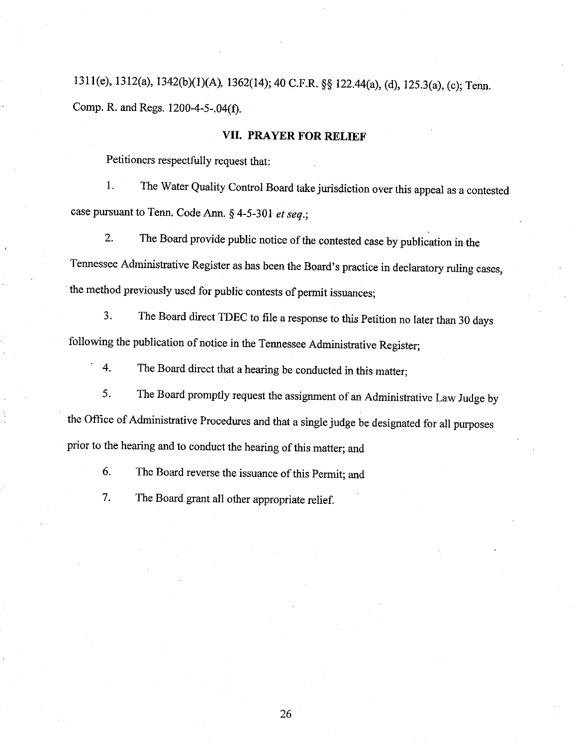1311(e), 1312(a), 1342(b)(1)(A), 1362(14); 40 C.F.R. §§ 122.44(a), (d), 125.3(a), (c); Tenn. Comp. R. and Regs. 1200-4-5-.04(f).

## VII. PRAYER FOR RELIEF

Petitioners respectfully request that:

1. The Water Quality Control Board take jurisdiction over this appeal as a contested case pursuant to Tenn. Code Ann. § 4-5-301 *et seq.*;

2. The Board provide public notice of the contested case by publication in the Tennessee Administrative Register as has been the Board's practice in declaratory ruling cases, the method previously used for public contests of permit issuances;

3. The Board direct TDEC to file a response to this Petition no later than 30 days following the publication of notice in the Tennessee Administrative Register;

4. The Board direct that a hearing be conducted in this matter;

5. The Board promptly request the assignment of an Administrative Law Judge by the Office of Administrative Procedures and that a single judge be designated for all purposes prior to the hearing and to conduct the hearing of this matter; and

6. The Board reverse the issuance of this Permit; and

7. The Board grant all other appropriate relief.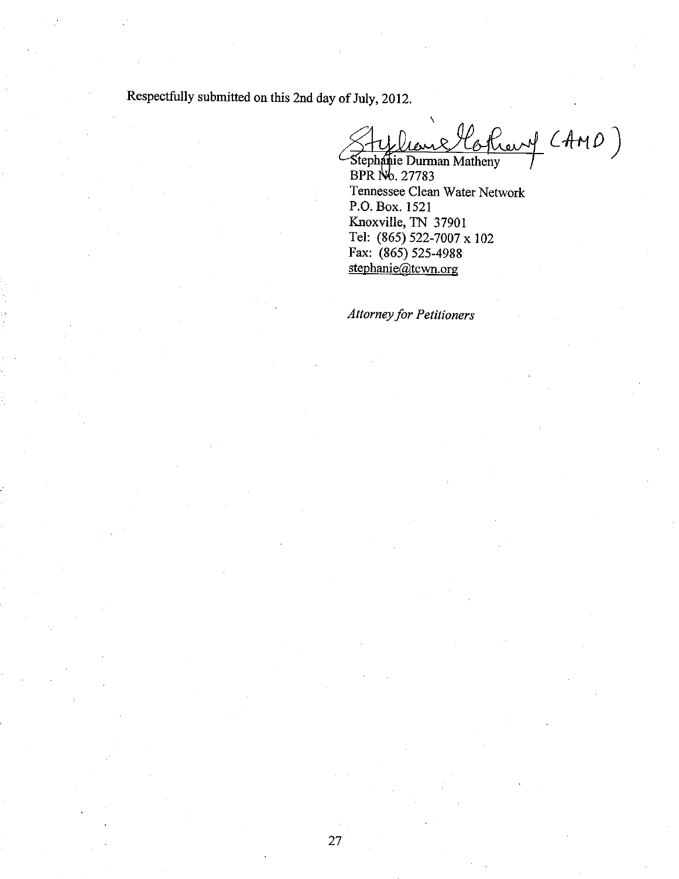Respectfully submitted on this 2nd day of July, 2012.

Stephanie Matheny (AMD)

Stephanie Durman Matheny
BPR No. 27783
Tennessee Clean Water Network
P.O. Box. 1521
Knoxville, TN 37901
Tel: (865) 522-7007 x 102
Fax: (865) 525-4988
stephanie@tcwn.org

*Attorney for Petitioners*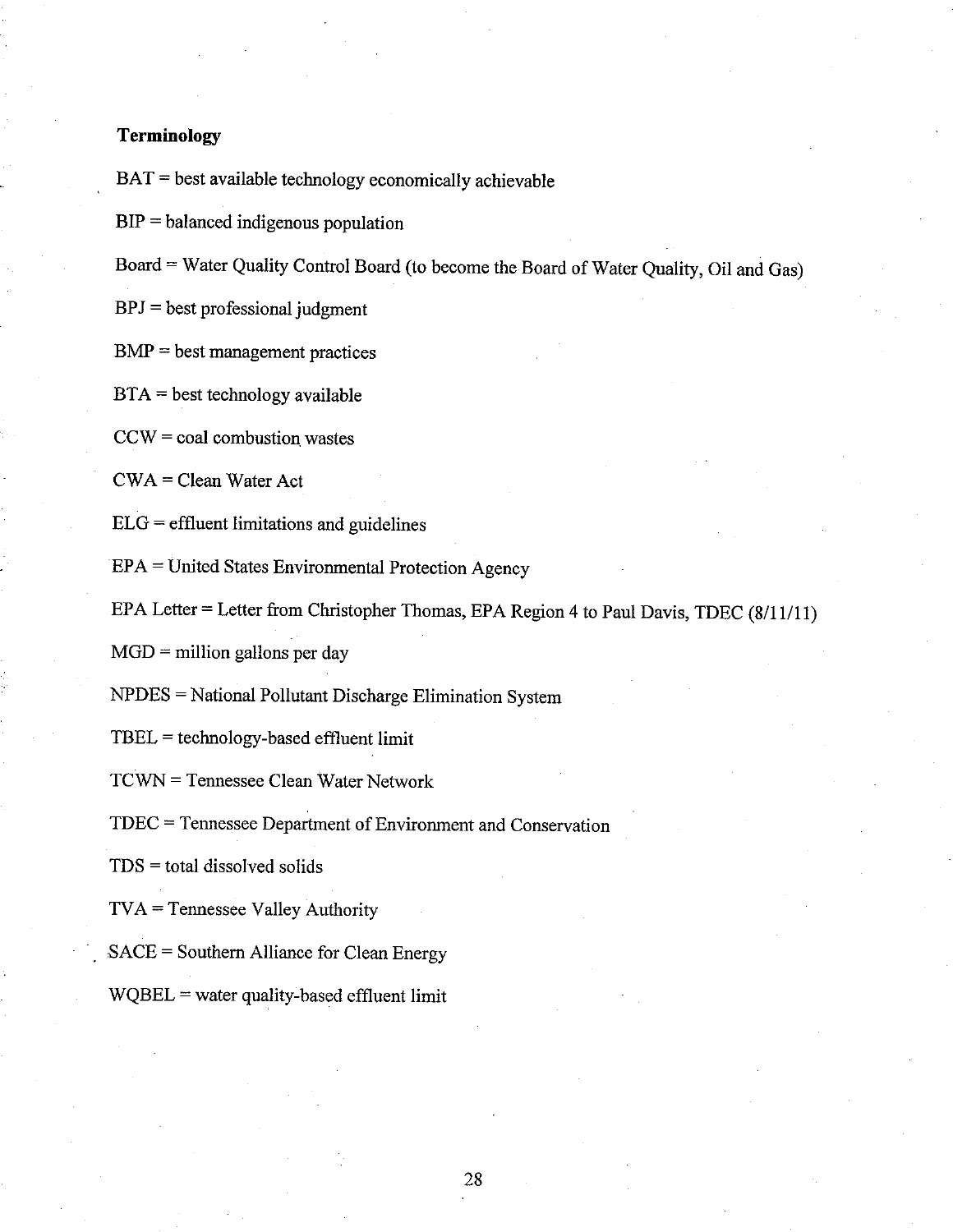**Terminology**

BAT = best available technology economically achievable

BIP = balanced indigenous population

Board = Water Quality Control Board (to become the Board of Water Quality, Oil and Gas)

BPJ = best professional judgment

BMP = best management practices

BTA = best technology available

CCW = coal combustion wastes

CWA = Clean Water Act

ELG = effluent limitations and guidelines

EPA = United States Environmental Protection Agency

EPA Letter = Letter from Christopher Thomas, EPA Region 4 to Paul Davis, TDEC (8/11/11)

MGD = million gallons per day

NPDES = National Pollutant Discharge Elimination System

TBEL = technology-based effluent limit

TCWN = Tennessee Clean Water Network

TDEC = Tennessee Department of Environment and Conservation

TDS = total dissolved solids

TVA = Tennessee Valley Authority

SACE = Southern Alliance for Clean Energy

WQBEL = water quality-based effluent limit